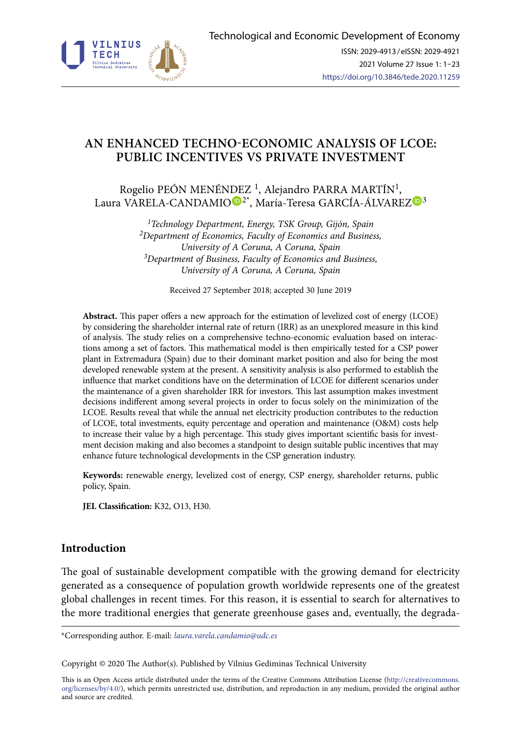# AN ENHANCED TECHNO-ECONOMIC ANALYSIS OF LCOE: PUBLIC INCENTIVES VS PRIVATE INVESTMENT

Rogelio PEÓN MENÉNDEZ [1], Alejandro PARRA MARTÍN[1], Laura VARELA-CANDAMIO[2*], María-Teresa GARCÍA-ÁLVAREZ[3]

*[1]Technology Department, Energy, TSK Group, Gijón, Spain*
*[2]Department of Economics, Faculty of Economics and Business, University of A Coruna, A Coruna, Spain*
*[3]Department of Business, Faculty of Economics and Business, University of A Coruna, A Coruna, Spain*

Received 27 September 2018; accepted 30 June 2019

**Abstract.** This paper offers a new approach for the estimation of levelized cost of energy (LCOE) by considering the shareholder internal rate of return (IRR) as an unexplored measure in this kind of analysis. The study relies on a comprehensive techno-economic evaluation based on interactions among a set of factors. This mathematical model is then empirically tested for a CSP power plant in Extremadura (Spain) due to their dominant market position and also for being the most developed renewable system at the present. A sensitivity analysis is also performed to establish the influence that market conditions have on the determination of LCOE for different scenarios under the maintenance of a given shareholder IRR for investors. This last assumption makes investment decisions indifferent among several projects in order to focus solely on the minimization of the LCOE. Results reveal that while the annual net electricity production contributes to the reduction of LCOE, total investments, equity percentage and operation and maintenance (O&M) costs help to increase their value by a high percentage. This study gives important scientific basis for investment decision making and also becomes a standpoint to design suitable public incentives that may enhance future technological developments in the CSP generation industry.

**Keywords:** renewable energy, levelized cost of energy, CSP energy, shareholder returns, public policy, Spain.

**JEL Classification:** K32, O13, H30.

## Introduction

The goal of sustainable development compatible with the growing demand for electricity generated as a consequence of population growth worldwide represents one of the greatest global challenges in recent times. For this reason, it is essential to search for alternatives to the more traditional energies that generate greenhouse gases and, eventually, the degrada-

*Corresponding author. E-mail: *laura.varela.candamio@udc.es*

Copyright © 2020 The Author(s). Published by Vilnius Gediminas Technical University

This is an Open Access article distributed under the terms of the Creative Commons Attribution License (http://creativecommons.org/licenses/by/4.0/), which permits unrestricted use, distribution, and reproduction in any medium, provided the original author and source are credited.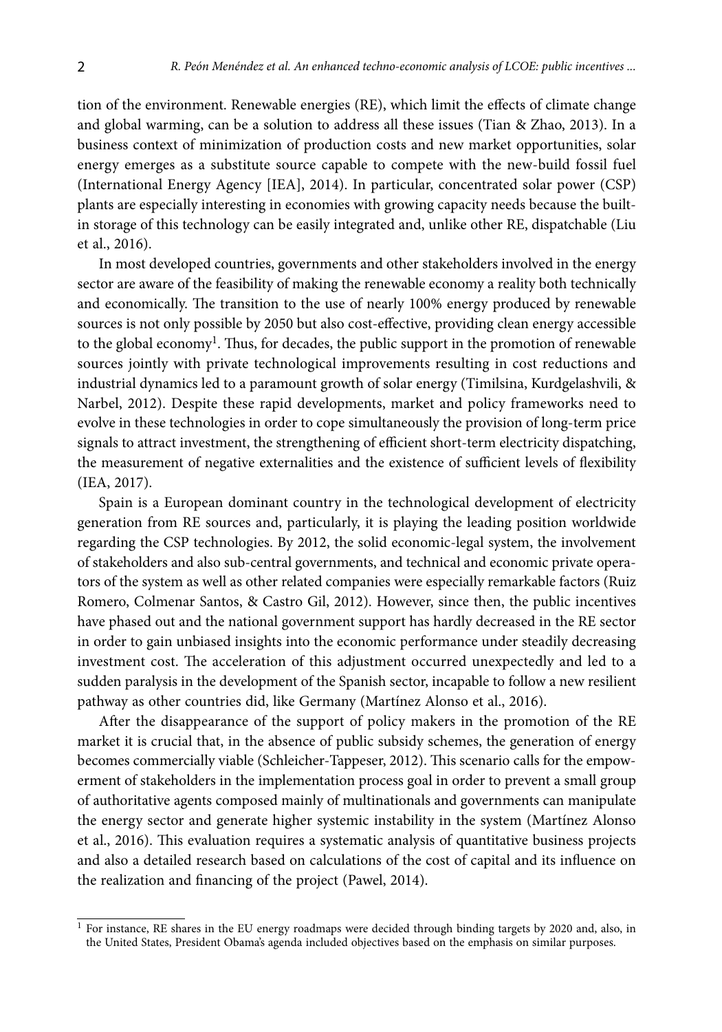tion of the environment. Renewable energies (RE), which limit the effects of climate change and global warming, can be a solution to address all these issues (Tian & Zhao, 2013). In a business context of minimization of production costs and new market opportunities, solar energy emerges as a substitute source capable to compete with the new-build fossil fuel (International Energy Agency [IEA], 2014). In particular, concentrated solar power (CSP) plants are especially interesting in economies with growing capacity needs because the built-in storage of this technology can be easily integrated and, unlike other RE, dispatchable (Liu et al., 2016).

In most developed countries, governments and other stakeholders involved in the energy sector are aware of the feasibility of making the renewable economy a reality both technically and economically. The transition to the use of nearly 100% energy produced by renewable sources is not only possible by 2050 but also cost-effective, providing clean energy accessible to the global economy[1]. Thus, for decades, the public support in the promotion of renewable sources jointly with private technological improvements resulting in cost reductions and industrial dynamics led to a paramount growth of solar energy (Timilsina, Kurdgelashvili, & Narbel, 2012). Despite these rapid developments, market and policy frameworks need to evolve in these technologies in order to cope simultaneously the provision of long-term price signals to attract investment, the strengthening of efficient short-term electricity dispatching, the measurement of negative externalities and the existence of sufficient levels of flexibility (IEA, 2017).

Spain is a European dominant country in the technological development of electricity generation from RE sources and, particularly, it is playing the leading position worldwide regarding the CSP technologies. By 2012, the solid economic-legal system, the involvement of stakeholders and also sub-central governments, and technical and economic private operators of the system as well as other related companies were especially remarkable factors (Ruiz Romero, Colmenar Santos, & Castro Gil, 2012). However, since then, the public incentives have phased out and the national government support has hardly decreased in the RE sector in order to gain unbiased insights into the economic performance under steadily decreasing investment cost. The acceleration of this adjustment occurred unexpectedly and led to a sudden paralysis in the development of the Spanish sector, incapable to follow a new resilient pathway as other countries did, like Germany (Martínez Alonso et al., 2016).

After the disappearance of the support of policy makers in the promotion of the RE market it is crucial that, in the absence of public subsidy schemes, the generation of energy becomes commercially viable (Schleicher-Tappeser, 2012). This scenario calls for the empowerment of stakeholders in the implementation process goal in order to prevent a small group of authoritative agents composed mainly of multinationals and governments can manipulate the energy sector and generate higher systemic instability in the system (Martínez Alonso et al., 2016). This evaluation requires a systematic analysis of quantitative business projects and also a detailed research based on calculations of the cost of capital and its influence on the realization and financing of the project (Pawel, 2014).

[1] For instance, RE shares in the EU energy roadmaps were decided through binding targets by 2020 and, also, in the United States, President Obama's agenda included objectives based on the emphasis on similar purposes.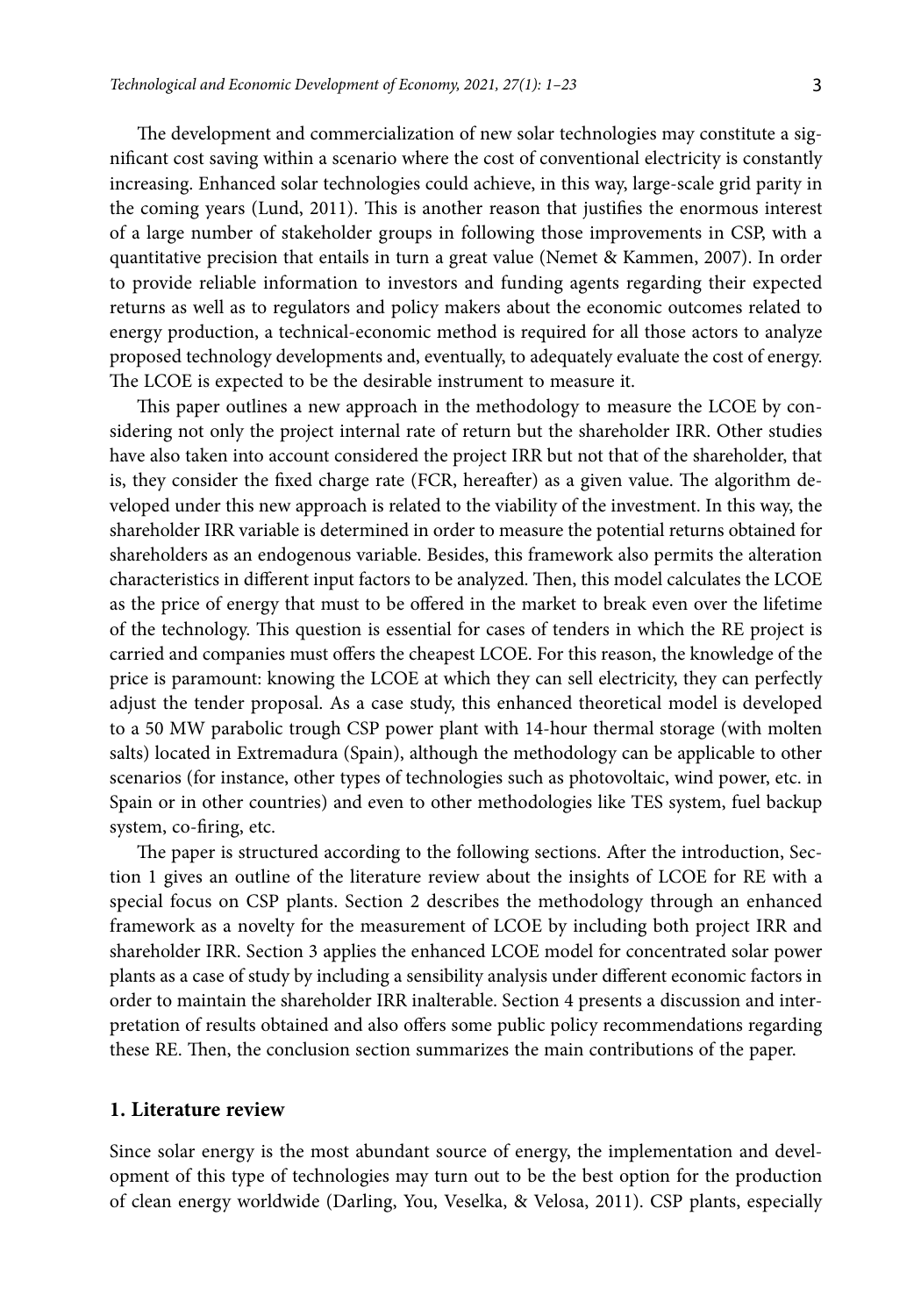The development and commercialization of new solar technologies may constitute a significant cost saving within a scenario where the cost of conventional electricity is constantly increasing. Enhanced solar technologies could achieve, in this way, large-scale grid parity in the coming years (Lund, 2011). This is another reason that justifies the enormous interest of a large number of stakeholder groups in following those improvements in CSP, with a quantitative precision that entails in turn a great value (Nemet & Kammen, 2007). In order to provide reliable information to investors and funding agents regarding their expected returns as well as to regulators and policy makers about the economic outcomes related to energy production, a technical-economic method is required for all those actors to analyze proposed technology developments and, eventually, to adequately evaluate the cost of energy. The LCOE is expected to be the desirable instrument to measure it.

This paper outlines a new approach in the methodology to measure the LCOE by considering not only the project internal rate of return but the shareholder IRR. Other studies have also taken into account considered the project IRR but not that of the shareholder, that is, they consider the fixed charge rate (FCR, hereafter) as a given value. The algorithm developed under this new approach is related to the viability of the investment. In this way, the shareholder IRR variable is determined in order to measure the potential returns obtained for shareholders as an endogenous variable. Besides, this framework also permits the alteration characteristics in different input factors to be analyzed. Then, this model calculates the LCOE as the price of energy that must to be offered in the market to break even over the lifetime of the technology. This question is essential for cases of tenders in which the RE project is carried and companies must offers the cheapest LCOE. For this reason, the knowledge of the price is paramount: knowing the LCOE at which they can sell electricity, they can perfectly adjust the tender proposal. As a case study, this enhanced theoretical model is developed to a 50 MW parabolic trough CSP power plant with 14-hour thermal storage (with molten salts) located in Extremadura (Spain), although the methodology can be applicable to other scenarios (for instance, other types of technologies such as photovoltaic, wind power, etc. in Spain or in other countries) and even to other methodologies like TES system, fuel backup system, co-firing, etc.

The paper is structured according to the following sections. After the introduction, Section 1 gives an outline of the literature review about the insights of LCOE for RE with a special focus on CSP plants. Section 2 describes the methodology through an enhanced framework as a novelty for the measurement of LCOE by including both project IRR and shareholder IRR. Section 3 applies the enhanced LCOE model for concentrated solar power plants as a case of study by including a sensibility analysis under different economic factors in order to maintain the shareholder IRR inalterable. Section 4 presents a discussion and interpretation of results obtained and also offers some public policy recommendations regarding these RE. Then, the conclusion section summarizes the main contributions of the paper.

## 1. Literature review

Since solar energy is the most abundant source of energy, the implementation and development of this type of technologies may turn out to be the best option for the production of clean energy worldwide (Darling, You, Veselka, & Velosa, 2011). CSP plants, especially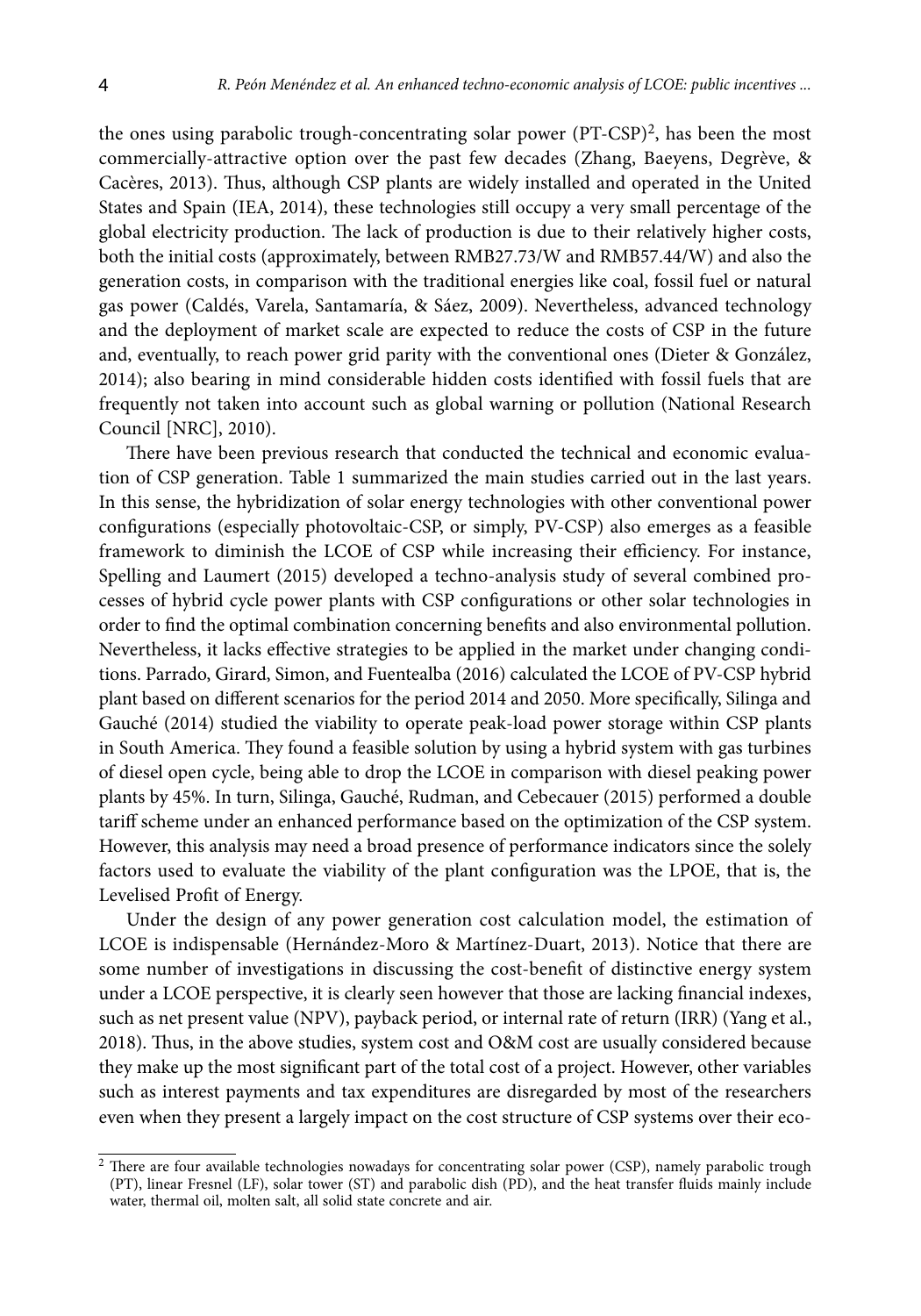the ones using parabolic trough-concentrating solar power (PT-CSP)[2], has been the most commercially-attractive option over the past few decades (Zhang, Baeyens, Degrève, & Cacères, 2013). Thus, although CSP plants are widely installed and operated in the United States and Spain (IEA, 2014), these technologies still occupy a very small percentage of the global electricity production. The lack of production is due to their relatively higher costs, both the initial costs (approximately, between RMB27.73/W and RMB57.44/W) and also the generation costs, in comparison with the traditional energies like coal, fossil fuel or natural gas power (Caldés, Varela, Santamaría, & Sáez, 2009). Nevertheless, advanced technology and the deployment of market scale are expected to reduce the costs of CSP in the future and, eventually, to reach power grid parity with the conventional ones (Dieter & González, 2014); also bearing in mind considerable hidden costs identified with fossil fuels that are frequently not taken into account such as global warning or pollution (National Research Council [NRC], 2010).

There have been previous research that conducted the technical and economic evaluation of CSP generation. Table 1 summarized the main studies carried out in the last years. In this sense, the hybridization of solar energy technologies with other conventional power configurations (especially photovoltaic-CSP, or simply, PV-CSP) also emerges as a feasible framework to diminish the LCOE of CSP while increasing their efficiency. For instance, Spelling and Laumert (2015) developed a techno-analysis study of several combined processes of hybrid cycle power plants with CSP configurations or other solar technologies in order to find the optimal combination concerning benefits and also environmental pollution. Nevertheless, it lacks effective strategies to be applied in the market under changing conditions. Parrado, Girard, Simon, and Fuentealba (2016) calculated the LCOE of PV-CSP hybrid plant based on different scenarios for the period 2014 and 2050. More specifically, Silinga and Gauché (2014) studied the viability to operate peak-load power storage within CSP plants in South America. They found a feasible solution by using a hybrid system with gas turbines of diesel open cycle, being able to drop the LCOE in comparison with diesel peaking power plants by 45%. In turn, Silinga, Gauché, Rudman, and Cebecauer (2015) performed a double tariff scheme under an enhanced performance based on the optimization of the CSP system. However, this analysis may need a broad presence of performance indicators since the solely factors used to evaluate the viability of the plant configuration was the LPOE, that is, the Levelised Profit of Energy.

Under the design of any power generation cost calculation model, the estimation of LCOE is indispensable (Hernández-Moro & Martínez-Duart, 2013). Notice that there are some number of investigations in discussing the cost-benefit of distinctive energy system under a LCOE perspective, it is clearly seen however that those are lacking financial indexes, such as net present value (NPV), payback period, or internal rate of return (IRR) (Yang et al., 2018). Thus, in the above studies, system cost and O&M cost are usually considered because they make up the most significant part of the total cost of a project. However, other variables such as interest payments and tax expenditures are disregarded by most of the researchers even when they present a largely impact on the cost structure of CSP systems over their eco-

[2] There are four available technologies nowadays for concentrating solar power (CSP), namely parabolic trough (PT), linear Fresnel (LF), solar tower (ST) and parabolic dish (PD), and the heat transfer fluids mainly include water, thermal oil, molten salt, all solid state concrete and air.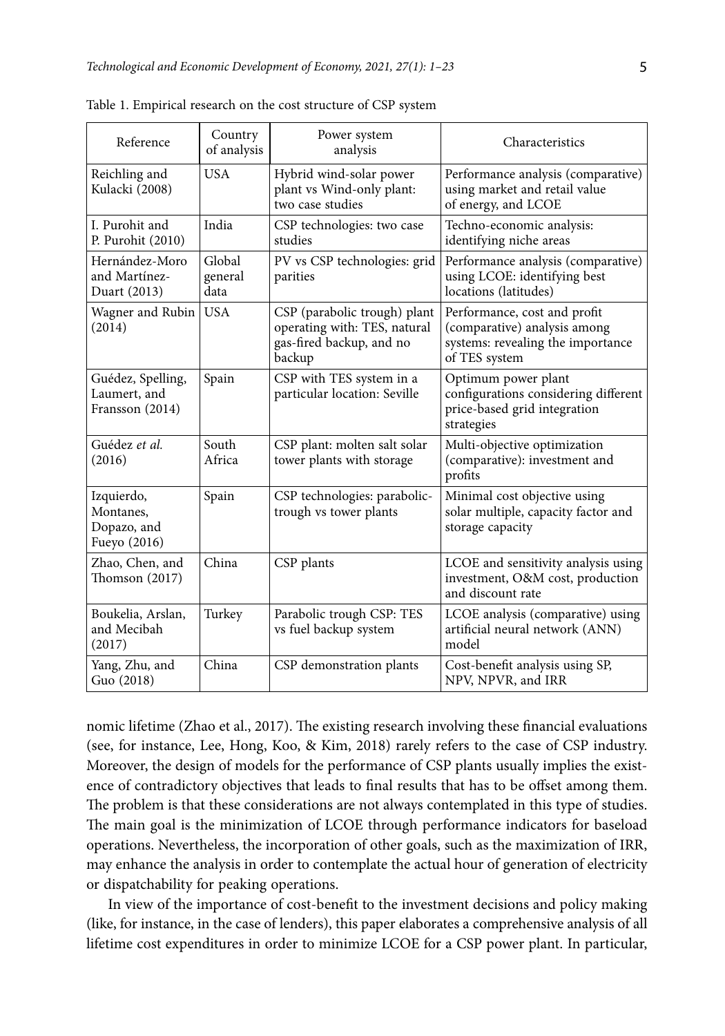Table 1. Empirical research on the cost structure of CSP system

| Reference | Country of analysis | Power system analysis | Characteristics |
|---|---|---|---|
| Reichling and Kulacki (2008) | USA | Hybrid wind-solar power plant vs Wind-only plant: two case studies | Performance analysis (comparative) using market and retail value of energy, and LCOE |
| I. Purohit and P. Purohit (2010) | India | CSP technologies: two case studies | Techno-economic analysis: identifying niche areas |
| Hernández-Moro and Martínez-Duart (2013) | Global general data | PV vs CSP technologies: grid parities | Performance analysis (comparative) using LCOE: identifying best locations (latitudes) |
| Wagner and Rubin (2014) | USA | CSP (parabolic trough) plant operating with: TES, natural gas-fired backup, and no backup | Performance, cost and profit (comparative) analysis among systems: revealing the importance of TES system |
| Guédez, Spelling, Laumert, and Fransson (2014) | Spain | CSP with TES system in a particular location: Seville | Optimum power plant configurations considering different price-based grid integration strategies |
| Guédez *et al.* (2016) | South Africa | CSP plant: molten salt solar tower plants with storage | Multi-objective optimization (comparative): investment and profits |
| Izquierdo, Montanes, Dopazo, and Fueyo (2016) | Spain | CSP technologies: parabolic-trough vs tower plants | Minimal cost objective using solar multiple, capacity factor and storage capacity |
| Zhao, Chen, and Thomson (2017) | China | CSP plants | LCOE and sensitivity analysis using investment, O&M cost, production and discount rate |
| Boukelia, Arslan, and Mecibah (2017) | Turkey | Parabolic trough CSP: TES vs fuel backup system | LCOE analysis (comparative) using artificial neural network (ANN) model |
| Yang, Zhu, and Guo (2018) | China | CSP demonstration plants | Cost-benefit analysis using SP, NPV, NPVR, and IRR |

nomic lifetime (Zhao et al., 2017). The existing research involving these financial evaluations (see, for instance, Lee, Hong, Koo, & Kim, 2018) rarely refers to the case of CSP industry. Moreover, the design of models for the performance of CSP plants usually implies the existence of contradictory objectives that leads to final results that has to be offset among them. The problem is that these considerations are not always contemplated in this type of studies. The main goal is the minimization of LCOE through performance indicators for baseload operations. Nevertheless, the incorporation of other goals, such as the maximization of IRR, may enhance the analysis in order to contemplate the actual hour of generation of electricity or dispatchability for peaking operations.

In view of the importance of cost-benefit to the investment decisions and policy making (like, for instance, in the case of lenders), this paper elaborates a comprehensive analysis of all lifetime cost expenditures in order to minimize LCOE for a CSP power plant. In particular,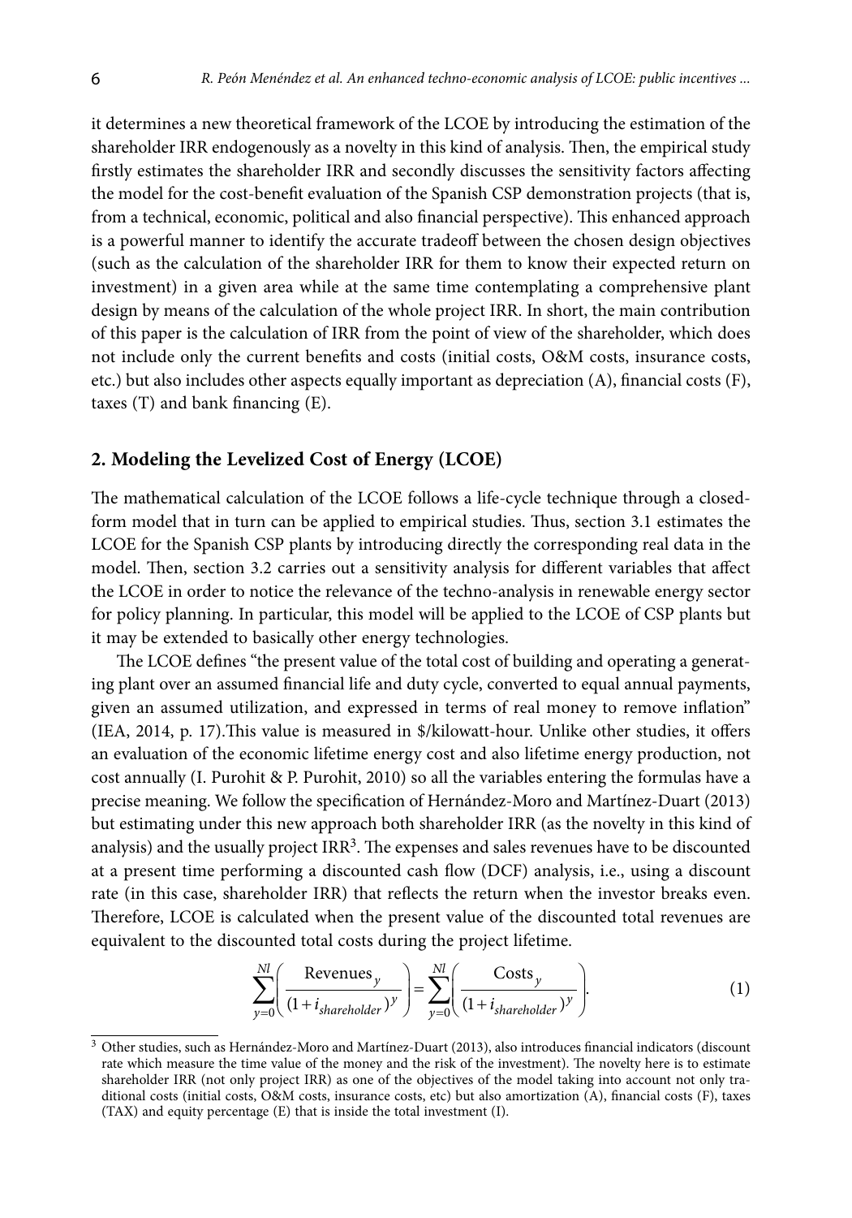it determines a new theoretical framework of the LCOE by introducing the estimation of the shareholder IRR endogenously as a novelty in this kind of analysis. Then, the empirical study firstly estimates the shareholder IRR and secondly discusses the sensitivity factors affecting the model for the cost-benefit evaluation of the Spanish CSP demonstration projects (that is, from a technical, economic, political and also financial perspective). This enhanced approach is a powerful manner to identify the accurate tradeoff between the chosen design objectives (such as the calculation of the shareholder IRR for them to know their expected return on investment) in a given area while at the same time contemplating a comprehensive plant design by means of the calculation of the whole project IRR. In short, the main contribution of this paper is the calculation of IRR from the point of view of the shareholder, which does not include only the current benefits and costs (initial costs, O&M costs, insurance costs, etc.) but also includes other aspects equally important as depreciation (A), financial costs (F), taxes (T) and bank financing (E).

## 2. Modeling the Levelized Cost of Energy (LCOE)

The mathematical calculation of the LCOE follows a life-cycle technique through a closed-form model that in turn can be applied to empirical studies. Thus, section 3.1 estimates the LCOE for the Spanish CSP plants by introducing directly the corresponding real data in the model. Then, section 3.2 carries out a sensitivity analysis for different variables that affect the LCOE in order to notice the relevance of the techno-analysis in renewable energy sector for policy planning. In particular, this model will be applied to the LCOE of CSP plants but it may be extended to basically other energy technologies.

The LCOE defines "the present value of the total cost of building and operating a generating plant over an assumed financial life and duty cycle, converted to equal annual payments, given an assumed utilization, and expressed in terms of real money to remove inflation" (IEA, 2014, p. 17).This value is measured in \$/kilowatt-hour. Unlike other studies, it offers an evaluation of the economic lifetime energy cost and also lifetime energy production, not cost annually (I. Purohit & P. Purohit, 2010) so all the variables entering the formulas have a precise meaning. We follow the specification of Hernández-Moro and Martínez-Duart (2013) but estimating under this new approach both shareholder IRR (as the novelty in this kind of analysis) and the usually project IRR[3]. The expenses and sales revenues have to be discounted at a present time performing a discounted cash flow (DCF) analysis, i.e., using a discount rate (in this case, shareholder IRR) that reflects the return when the investor breaks even. Therefore, LCOE is calculated when the present value of the discounted total revenues are equivalent to the discounted total costs during the project lifetime.

$$\sum_{y=0}^{Nl}\left(\frac{\text{Revenues}_y}{(1+i_{shareholder})^y}\right)=\sum_{y=0}^{Nl}\left(\frac{\text{Costs}_y}{(1+i_{shareholder})^y}\right). \tag{1}$$

[3] Other studies, such as Hernández-Moro and Martínez-Duart (2013), also introduces financial indicators (discount rate which measure the time value of the money and the risk of the investment). The novelty here is to estimate shareholder IRR (not only project IRR) as one of the objectives of the model taking into account not only traditional costs (initial costs, O&M costs, insurance costs, etc) but also amortization (A), financial costs (F), taxes (TAX) and equity percentage (E) that is inside the total investment (I).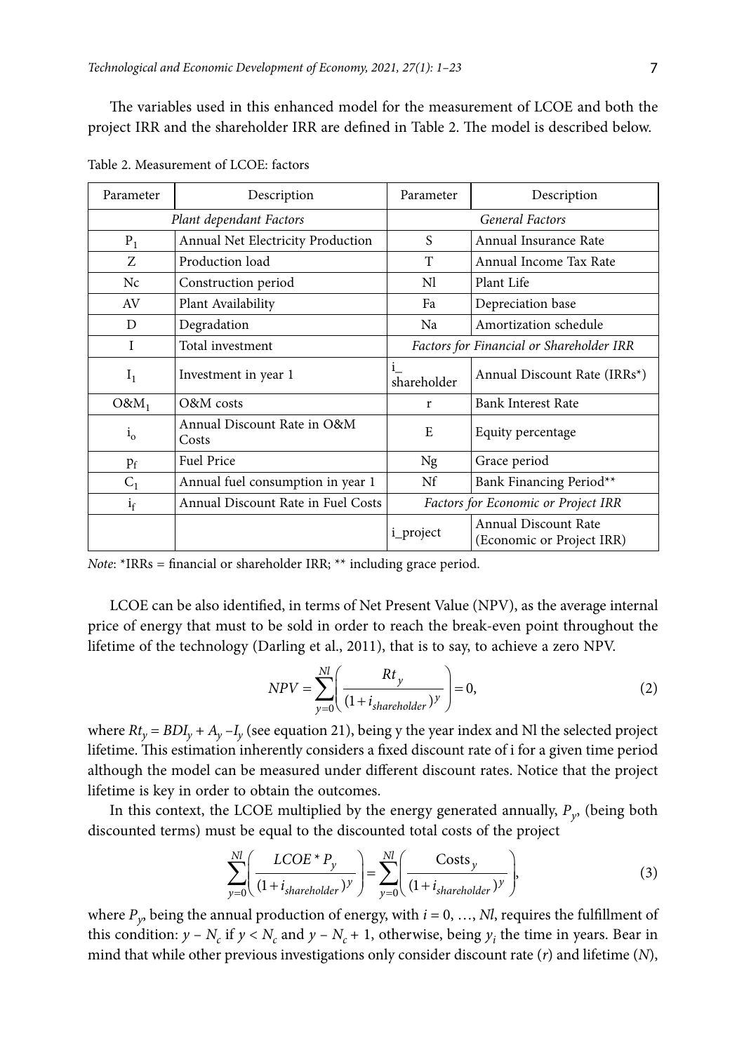The variables used in this enhanced model for the measurement of LCOE and both the project IRR and the shareholder IRR are defined in Table 2. The model is described below.

Table 2. Measurement of LCOE: factors

| Parameter | Description | Parameter | Description |
|---|---|---|---|
| *Plant dependant Factors* | | *General Factors* | |
| $P_1$ | Annual Net Electricity Production | S | Annual Insurance Rate |
| Z | Production load | T | Annual Income Tax Rate |
| Nc | Construction period | Nl | Plant Life |
| AV | Plant Availability | Fa | Depreciation base |
| D | Degradation | Na | Amortization schedule |
| I | Total investment | *Factors for Financial or Shareholder IRR* | |
| $I_1$ | Investment in year 1 | i_shareholder | Annual Discount Rate (IRRs*) |
| $O\&M_1$ | O&M costs | r | Bank Interest Rate |
| $i_o$ | Annual Discount Rate in O&M Costs | E | Equity percentage |
| $p_f$ | Fuel Price | Ng | Grace period |
| $C_1$ | Annual fuel consumption in year 1 | Nf | Bank Financing Period** |
| $i_f$ | Annual Discount Rate in Fuel Costs | *Factors for Economic or Project IRR* | |
| | | i_project | Annual Discount Rate (Economic or Project IRR) |

*Note*: *IRRs = financial or shareholder IRR; ** including grace period.

LCOE can be also identified, in terms of Net Present Value (NPV), as the average internal price of energy that must to be sold in order to reach the break-even point throughout the lifetime of the technology (Darling et al., 2011), that is to say, to achieve a zero NPV.

$$NPV = \sum_{y=0}^{Nl} \left( \frac{Rt_y}{(1+i_{shareholder})^y} \right) = 0, \tag{2}$$

where $Rt_y = BDI_y + A_y - I_y$ (see equation 21), being y the year index and Nl the selected project lifetime. This estimation inherently considers a fixed discount rate of i for a given time period although the model can be measured under different discount rates. Notice that the project lifetime is key in order to obtain the outcomes.

In this context, the LCOE multiplied by the energy generated annually, $P_y$, (being both discounted terms) must be equal to the discounted total costs of the project

$$\sum_{y=0}^{Nl} \left( \frac{LCOE * P_y}{(1+i_{shareholder})^y} \right) = \sum_{y=0}^{Nl} \left( \frac{\text{Costs}_y}{(1+i_{shareholder})^y} \right), \tag{3}$$

where $P_y$, being the annual production of energy, with $i = 0, \ldots, Nl$, requires the fulfillment of this condition: $y - N_c$ if $y < N_c$ and $y - N_c + 1$, otherwise, being $y_i$ the time in years. Bear in mind that while other previous investigations only consider discount rate ($r$) and lifetime ($N$),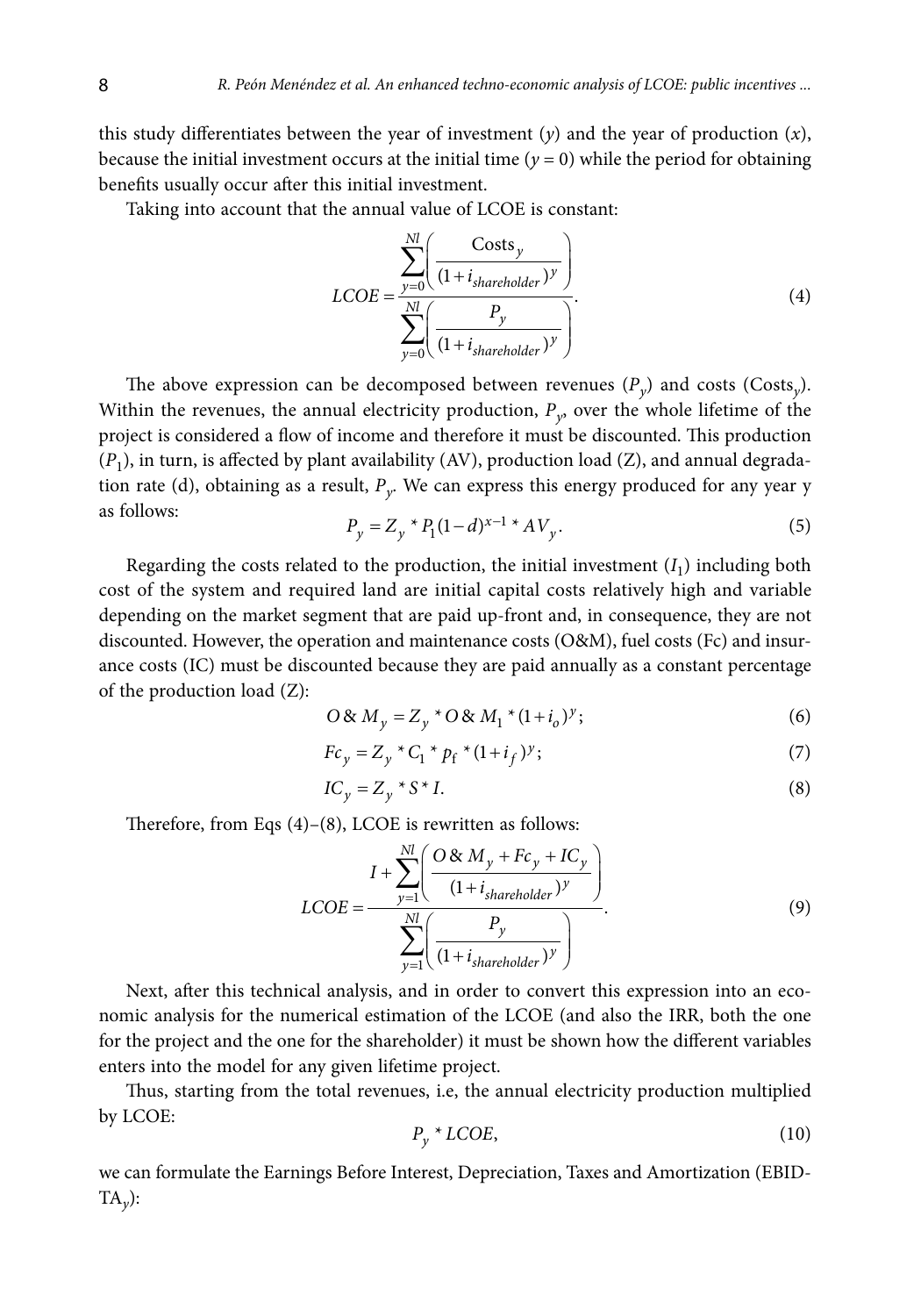this study differentiates between the year of investment ($y$) and the year of production ($x$), because the initial investment occurs at the initial time ($y = 0$) while the period for obtaining benefits usually occur after this initial investment.

Taking into account that the annual value of LCOE is constant:

$$LCOE = \frac{\sum_{y=0}^{Nl}\left(\frac{\text{Costs}_y}{(1+i_{shareholder})^y}\right)}{\sum_{y=0}^{Nl}\left(\frac{P_y}{(1+i_{shareholder})^y}\right)}. \tag{4}$$

The above expression can be decomposed between revenues ($P_y$) and costs ($\text{Costs}_y$). Within the revenues, the annual electricity production, $P_y$, over the whole lifetime of the project is considered a flow of income and therefore it must be discounted. This production ($P_1$), in turn, is affected by plant availability (AV), production load (Z), and annual degradation rate (d), obtaining as a result, $P_y$. We can express this energy produced for any year y as follows:

$$P_y = Z_y * P_1(1-d)^{x-1} * AV_y. \tag{5}$$

Regarding the costs related to the production, the initial investment ($I_1$) including both cost of the system and required land are initial capital costs relatively high and variable depending on the market segment that are paid up-front and, in consequence, they are not discounted. However, the operation and maintenance costs (O&M), fuel costs (Fc) and insurance costs (IC) must be discounted because they are paid annually as a constant percentage of the production load (Z):

$$O\&M_y = Z_y * O\&M_1 * (1+i_o)^y; \tag{6}$$

$$Fc_y = Z_y * C_1 * p_f * (1+i_f)^y; \tag{7}$$

$$IC_y = Z_y * S * I. \tag{8}$$

Therefore, from Eqs (4)–(8), LCOE is rewritten as follows:

$$LCOE = \frac{I + \sum_{y=1}^{Nl}\left(\frac{O\&M_y + Fc_y + IC_y}{(1+i_{shareholder})^y}\right)}{\sum_{y=1}^{Nl}\left(\frac{P_y}{(1+i_{shareholder})^y}\right)}. \tag{9}$$

Next, after this technical analysis, and in order to convert this expression into an economic analysis for the numerical estimation of the LCOE (and also the IRR, both the one for the project and the one for the shareholder) it must be shown how the different variables enters into the model for any given lifetime project.

Thus, starting from the total revenues, i.e, the annual electricity production multiplied by LCOE:

$$P_y * LCOE, \tag{10}$$

we can formulate the Earnings Before Interest, Depreciation, Taxes and Amortization ($EBIDTA_y$):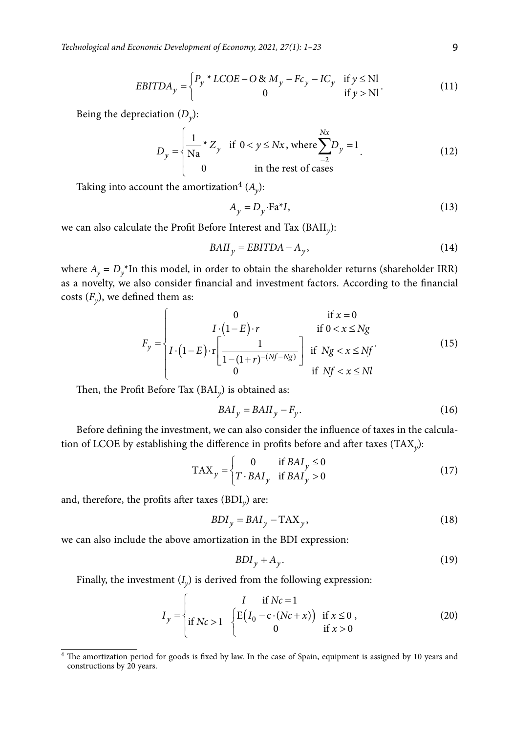$$EBITDA_y = \begin{cases} P_y * LCOE - O\&M_y - Fc_y - IC_y & \text{if } y \leq \text{Nl} \\ 0 & \text{if } y > \text{Nl} \end{cases}. \tag{11}$$

Being the depreciation ($D_y$):

$$D_y = \begin{cases} \dfrac{1}{\text{Na}} * Z_y & \text{if } 0 < y \leq Nx, \text{ where } \sum_{-2}^{Nx} D_y = 1 \\ 0 & \text{in the rest of cases} \end{cases}. \tag{12}$$

Taking into account the amortization[4] ($A_y$):

$$A_y = D_y \cdot \text{Fa}^* I, \tag{13}$$

we can also calculate the Profit Before Interest and Tax ($\text{BAII}_y$):

$$BAII_y = EBITDA - A_y, \tag{14}$$

where $A_y = D_y$*In this model, in order to obtain the shareholder returns (shareholder IRR) as a novelty, we also consider financial and investment factors. According to the financial costs ($F_y$), we defined them as:

$$F_y = \begin{cases} 0 & \text{if } x = 0 \\ I \cdot (1 - E) \cdot r & \text{if } 0 < x \leq Ng \\ I \cdot (1 - E) \cdot \text{r} \left[ \dfrac{1}{1 - (1 + r)^{-(Nf - Ng)}} \right] & \text{if } Ng < x \leq Nf \\ 0 & \text{if } Nf < x \leq Nl \end{cases}. \tag{15}$$

Then, the Profit Before Tax ($\text{BAI}_y$) is obtained as:

$$BAI_y = BAII_y - F_y. \tag{16}$$

Before defining the investment, we can also consider the influence of taxes in the calculation of LCOE by establishing the difference in profits before and after taxes ($\text{TAX}_y$):

$$\text{TAX}_y = \begin{cases} 0 & \text{if } BAI_y \leq 0 \\ T \cdot BAI_y & \text{if } BAI_y > 0 \end{cases} \tag{17}$$

and, therefore, the profits after taxes ($\text{BDI}_y$) are:

$$BDI_y = BAI_y - \text{TAX}_y, \tag{18}$$

we can also include the above amortization in the BDI expression:

$$BDI_y + A_y. \tag{19}$$

Finally, the investment ($I_y$) is derived from the following expression:

$$I_y = \begin{cases} I & \text{if } Nc = 1 \\ \text{if } Nc > 1 & \begin{cases} \text{E}\left(I_0 - \text{c} \cdot (Nc + x)\right) & \text{if } x \leq 0 \\ 0 & \text{if } x > 0 \end{cases} \end{cases}, \tag{20}$$

---

[4] The amortization period for goods is fixed by law. In the case of Spain, equipment is assigned by 10 years and constructions by 20 years.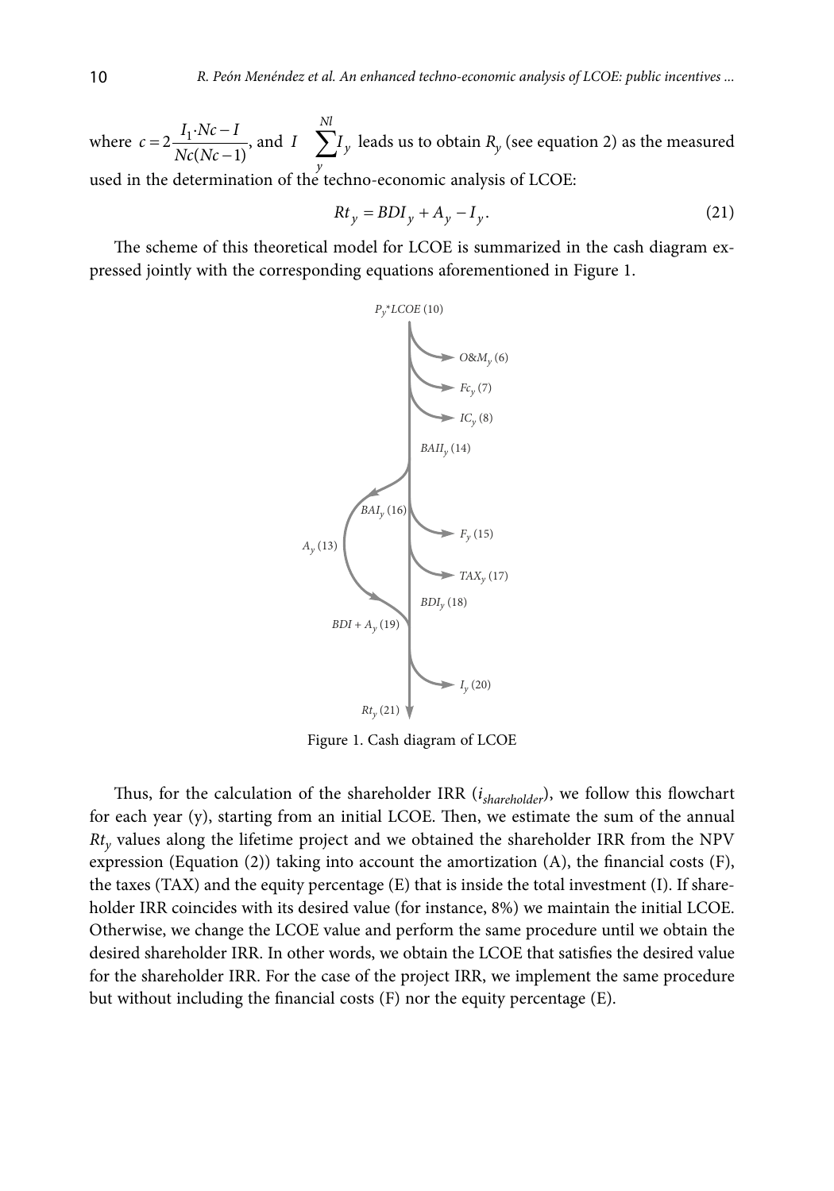where $c = 2\frac{I_1 \cdot Nc - I}{Nc(Nc-1)}$, and $I \quad \sum_{y}^{Nl} I_y$ leads us to obtain $R_y$ (see equation 2) as the measured used in the determination of the techno-economic analysis of LCOE:

$$Rt_y = BDI_y + A_y - I_y. \tag{21}$$

The scheme of this theoretical model for LCOE is summarized in the cash diagram expressed jointly with the corresponding equations aforementioned in Figure 1.

Figure 1. Cash diagram of LCOE

Thus, for the calculation of the shareholder IRR ($i_{shareholder}$), we follow this flowchart for each year (y), starting from an initial LCOE. Then, we estimate the sum of the annual $Rt_y$ values along the lifetime project and we obtained the shareholder IRR from the NPV expression (Equation (2)) taking into account the amortization (A), the financial costs (F), the taxes (TAX) and the equity percentage (E) that is inside the total investment (I). If shareholder IRR coincides with its desired value (for instance, 8%) we maintain the initial LCOE. Otherwise, we change the LCOE value and perform the same procedure until we obtain the desired shareholder IRR. In other words, we obtain the LCOE that satisfies the desired value for the shareholder IRR. For the case of the project IRR, we implement the same procedure but without including the financial costs (F) nor the equity percentage (E).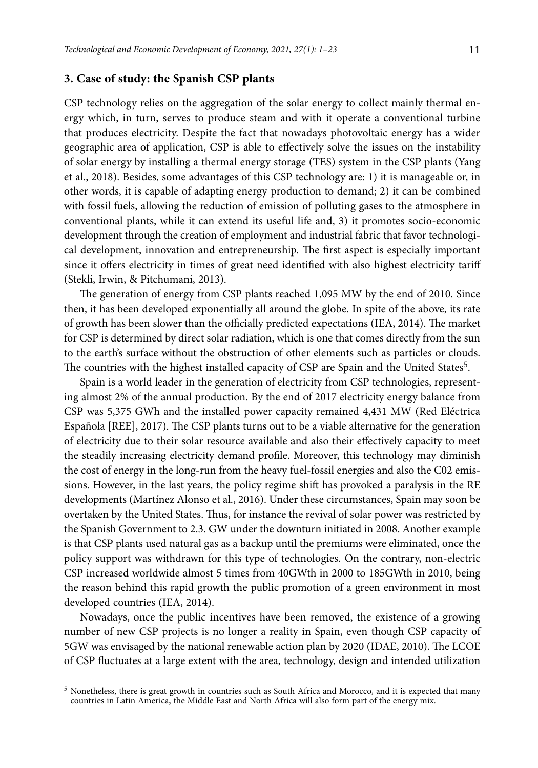## 3. Case of study: the Spanish CSP plants

CSP technology relies on the aggregation of the solar energy to collect mainly thermal energy which, in turn, serves to produce steam and with it operate a conventional turbine that produces electricity. Despite the fact that nowadays photovoltaic energy has a wider geographic area of application, CSP is able to effectively solve the issues on the instability of solar energy by installing a thermal energy storage (TES) system in the CSP plants (Yang et al., 2018). Besides, some advantages of this CSP technology are: 1) it is manageable or, in other words, it is capable of adapting energy production to demand; 2) it can be combined with fossil fuels, allowing the reduction of emission of polluting gases to the atmosphere in conventional plants, while it can extend its useful life and, 3) it promotes socio-economic development through the creation of employment and industrial fabric that favor technological development, innovation and entrepreneurship. The first aspect is especially important since it offers electricity in times of great need identified with also highest electricity tariff (Stekli, Irwin, & Pitchumani, 2013).

The generation of energy from CSP plants reached 1,095 MW by the end of 2010. Since then, it has been developed exponentially all around the globe. In spite of the above, its rate of growth has been slower than the officially predicted expectations (IEA, 2014). The market for CSP is determined by direct solar radiation, which is one that comes directly from the sun to the earth's surface without the obstruction of other elements such as particles or clouds. The countries with the highest installed capacity of CSP are Spain and the United States[5].

Spain is a world leader in the generation of electricity from CSP technologies, representing almost 2% of the annual production. By the end of 2017 electricity energy balance from CSP was 5,375 GWh and the installed power capacity remained 4,431 MW (Red Eléctrica Española [REE], 2017). The CSP plants turns out to be a viable alternative for the generation of electricity due to their solar resource available and also their effectively capacity to meet the steadily increasing electricity demand profile. Moreover, this technology may diminish the cost of energy in the long-run from the heavy fuel-fossil energies and also the C02 emissions. However, in the last years, the policy regime shift has provoked a paralysis in the RE developments (Martínez Alonso et al., 2016). Under these circumstances, Spain may soon be overtaken by the United States. Thus, for instance the revival of solar power was restricted by the Spanish Government to 2.3. GW under the downturn initiated in 2008. Another example is that CSP plants used natural gas as a backup until the premiums were eliminated, once the policy support was withdrawn for this type of technologies. On the contrary, non-electric CSP increased worldwide almost 5 times from 40GWth in 2000 to 185GWth in 2010, being the reason behind this rapid growth the public promotion of a green environment in most developed countries (IEA, 2014).

Nowadays, once the public incentives have been removed, the existence of a growing number of new CSP projects is no longer a reality in Spain, even though CSP capacity of 5GW was envisaged by the national renewable action plan by 2020 (IDAE, 2010). The LCOE of CSP fluctuates at a large extent with the area, technology, design and intended utilization

---

[5] Nonetheless, there is great growth in countries such as South Africa and Morocco, and it is expected that many countries in Latin America, the Middle East and North Africa will also form part of the energy mix.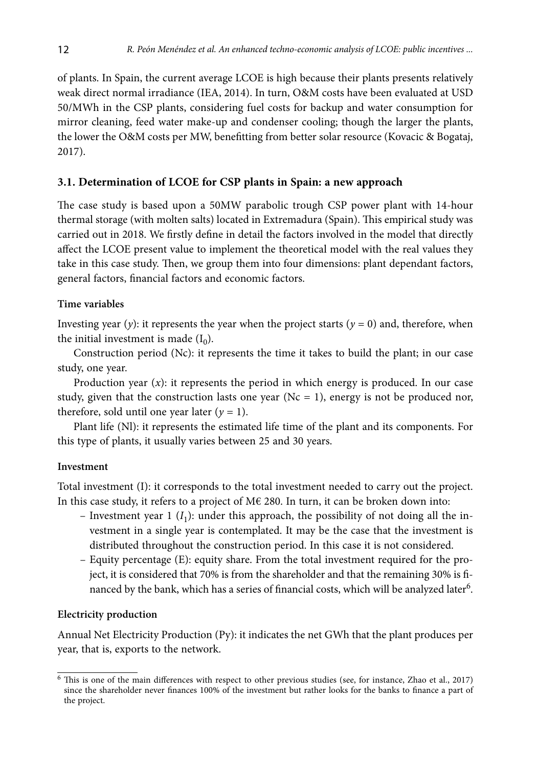of plants. In Spain, the current average LCOE is high because their plants presents relatively weak direct normal irradiance (IEA, 2014). In turn, O&M costs have been evaluated at USD 50/MWh in the CSP plants, considering fuel costs for backup and water consumption for mirror cleaning, feed water make-up and condenser cooling; though the larger the plants, the lower the O&M costs per MW, benefitting from better solar resource (Kovacic & Bogataj, 2017).

### 3.1. Determination of LCOE for CSP plants in Spain: a new approach

The case study is based upon a 50MW parabolic trough CSP power plant with 14-hour thermal storage (with molten salts) located in Extremadura (Spain). This empirical study was carried out in 2018. We firstly define in detail the factors involved in the model that directly affect the LCOE present value to implement the theoretical model with the real values they take in this case study. Then, we group them into four dimensions: plant dependant factors, general factors, financial factors and economic factors.

#### Time variables

Investing year ($y$): it represents the year when the project starts ($y = 0$) and, therefore, when the initial investment is made ($I_0$).

Construction period (Nc): it represents the time it takes to build the plant; in our case study, one year.

Production year ($x$): it represents the period in which energy is produced. In our case study, given that the construction lasts one year (Nc = 1), energy is not be produced nor, therefore, sold until one year later ($y = 1$).

Plant life (Nl): it represents the estimated life time of the plant and its components. For this type of plants, it usually varies between 25 and 30 years.

#### Investment

Total investment (I): it corresponds to the total investment needed to carry out the project. In this case study, it refers to a project of M€ 280. In turn, it can be broken down into:

- Investment year 1 ($I_1$): under this approach, the possibility of not doing all the investment in a single year is contemplated. It may be the case that the investment is distributed throughout the construction period. In this case it is not considered.
- Equity percentage (E): equity share. From the total investment required for the project, it is considered that 70% is from the shareholder and that the remaining 30% is financed by the bank, which has a series of financial costs, which will be analyzed later[6].

#### Electricity production

Annual Net Electricity Production (Py): it indicates the net GWh that the plant produces per year, that is, exports to the network.

---

[6] This is one of the main differences with respect to other previous studies (see, for instance, Zhao et al., 2017) since the shareholder never finances 100% of the investment but rather looks for the banks to finance a part of the project.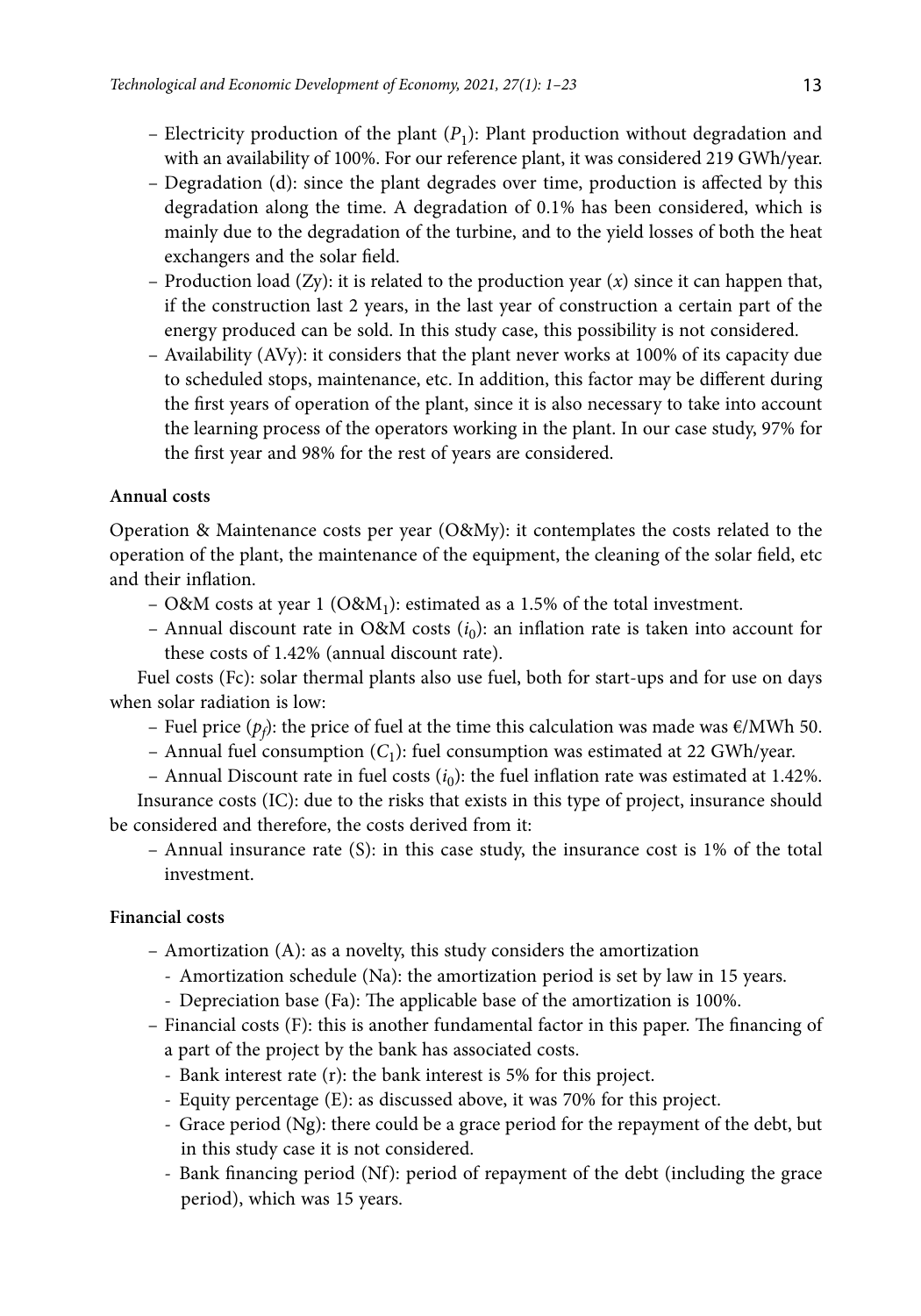- Electricity production of the plant ($P_1$): Plant production without degradation and with an availability of 100%. For our reference plant, it was considered 219 GWh/year.
- Degradation (d): since the plant degrades over time, production is affected by this degradation along the time. A degradation of 0.1% has been considered, which is mainly due to the degradation of the turbine, and to the yield losses of both the heat exchangers and the solar field.
- Production load (Zy): it is related to the production year ($x$) since it can happen that, if the construction last 2 years, in the last year of construction a certain part of the energy produced can be sold. In this study case, this possibility is not considered.
- Availability (AVy): it considers that the plant never works at 100% of its capacity due to scheduled stops, maintenance, etc. In addition, this factor may be different during the first years of operation of the plant, since it is also necessary to take into account the learning process of the operators working in the plant. In our case study, 97% for the first year and 98% for the rest of years are considered.

**Annual costs**

Operation & Maintenance costs per year (O&My): it contemplates the costs related to the operation of the plant, the maintenance of the equipment, the cleaning of the solar field, etc and their inflation.

- O&M costs at year 1 (O&$M_1$): estimated as a 1.5% of the total investment.
- Annual discount rate in O&M costs ($i_0$): an inflation rate is taken into account for these costs of 1.42% (annual discount rate).

Fuel costs (Fc): solar thermal plants also use fuel, both for start-ups and for use on days when solar radiation is low:

- Fuel price ($p_f$): the price of fuel at the time this calculation was made was €/MWh 50.
- Annual fuel consumption ($C_1$): fuel consumption was estimated at 22 GWh/year.
- Annual Discount rate in fuel costs ($i_0$): the fuel inflation rate was estimated at 1.42%.

Insurance costs (IC): due to the risks that exists in this type of project, insurance should be considered and therefore, the costs derived from it:

- Annual insurance rate (S): in this case study, the insurance cost is 1% of the total investment.

**Financial costs**

- Amortization (A): as a novelty, this study considers the amortization
  - Amortization schedule (Na): the amortization period is set by law in 15 years.
  - Depreciation base (Fa): The applicable base of the amortization is 100%.
- Financial costs (F): this is another fundamental factor in this paper. The financing of a part of the project by the bank has associated costs.
  - Bank interest rate (r): the bank interest is 5% for this project.
  - Equity percentage (E): as discussed above, it was 70% for this project.
  - Grace period (Ng): there could be a grace period for the repayment of the debt, but in this study case it is not considered.
  - Bank financing period (Nf): period of repayment of the debt (including the grace period), which was 15 years.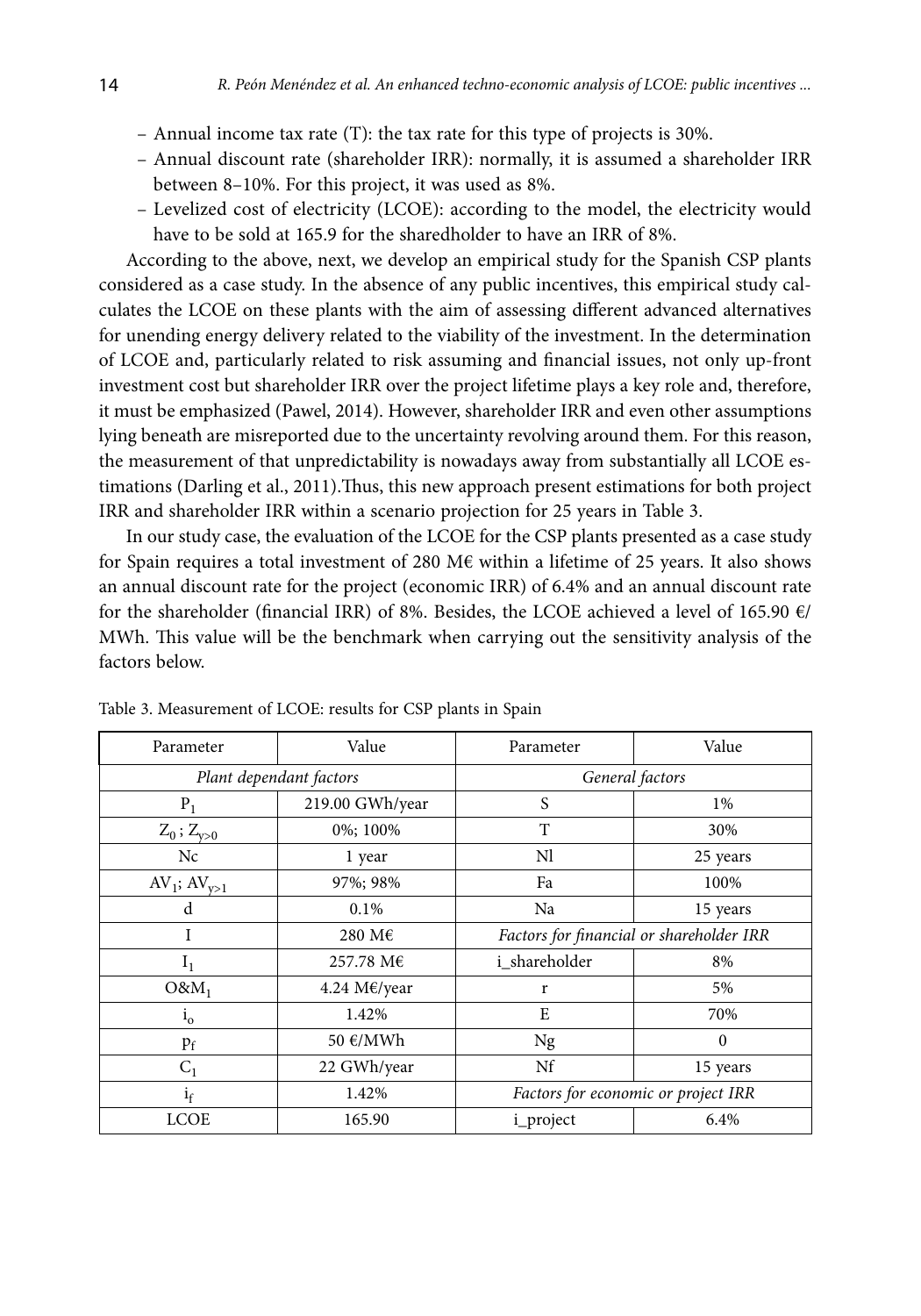- Annual income tax rate (T): the tax rate for this type of projects is 30%.
- Annual discount rate (shareholder IRR): normally, it is assumed a shareholder IRR between 8–10%. For this project, it was used as 8%.
- Levelized cost of electricity (LCOE): according to the model, the electricity would have to be sold at 165.9 for the sharedholder to have an IRR of 8%.

According to the above, next, we develop an empirical study for the Spanish CSP plants considered as a case study. In the absence of any public incentives, this empirical study calculates the LCOE on these plants with the aim of assessing different advanced alternatives for unending energy delivery related to the viability of the investment. In the determination of LCOE and, particularly related to risk assuming and financial issues, not only up-front investment cost but shareholder IRR over the project lifetime plays a key role and, therefore, it must be emphasized (Pawel, 2014). However, shareholder IRR and even other assumptions lying beneath are misreported due to the uncertainty revolving around them. For this reason, the measurement of that unpredictability is nowadays away from substantially all LCOE estimations (Darling et al., 2011).Thus, this new approach present estimations for both project IRR and shareholder IRR within a scenario projection for 25 years in Table 3.

In our study case, the evaluation of the LCOE for the CSP plants presented as a case study for Spain requires a total investment of 280 M€ within a lifetime of 25 years. It also shows an annual discount rate for the project (economic IRR) of 6.4% and an annual discount rate for the shareholder (financial IRR) of 8%. Besides, the LCOE achieved a level of 165.90 €/MWh. This value will be the benchmark when carrying out the sensitivity analysis of the factors below.

Table 3. Measurement of LCOE: results for CSP plants in Spain

| Parameter | Value | Parameter | Value |
|---|---|---|---|
| *Plant dependant factors* | | *General factors* | |
| $P_1$ | 219.00 GWh/year | S | 1% |
| $Z_0$ ; $Z_{y>0}$ | 0%; 100% | T | 30% |
| Nc | 1 year | Nl | 25 years |
| $AV_1$; $AV_{y>1}$ | 97%; 98% | Fa | 100% |
| d | 0.1% | Na | 15 years |
| I | 280 M€ | *Factors for financial or shareholder IRR* | |
| $I_1$ | 257.78 M€ | i_shareholder | 8% |
| $O\&M_1$ | 4.24 M€/year | r | 5% |
| $i_o$ | 1.42% | E | 70% |
| $p_f$ | 50 €/MWh | Ng | 0 |
| $C_1$ | 22 GWh/year | Nf | 15 years |
| $i_f$ | 1.42% | *Factors for economic or project IRR* | |
| LCOE | 165.90 | i_project | 6.4% |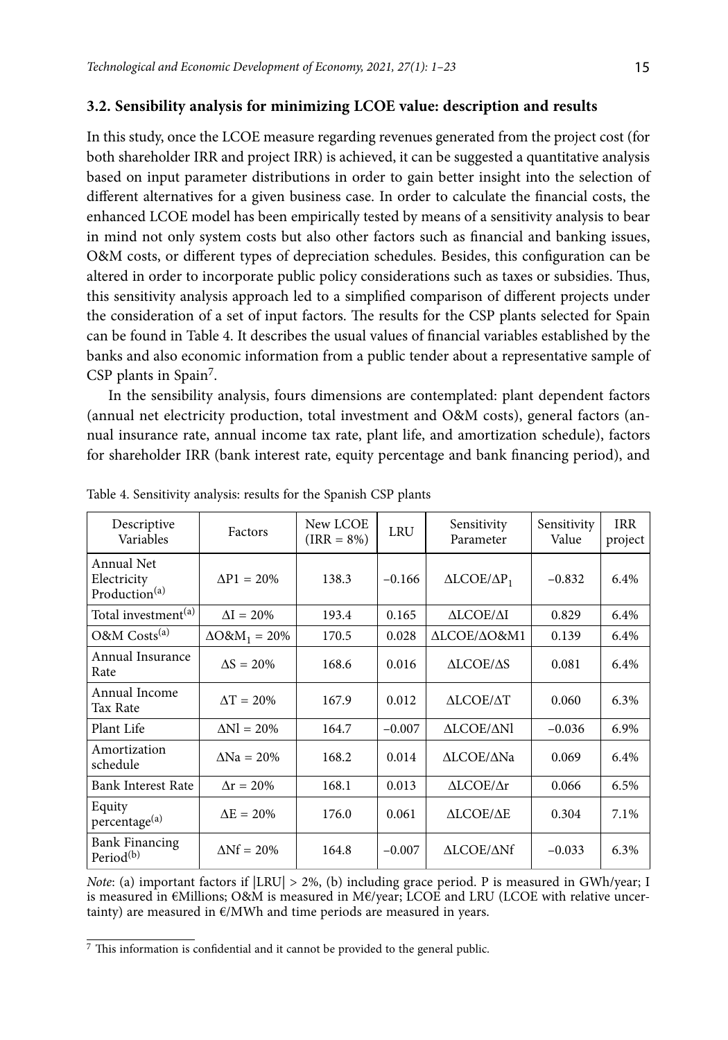### 3.2. Sensibility analysis for minimizing LCOE value: description and results

In this study, once the LCOE measure regarding revenues generated from the project cost (for both shareholder IRR and project IRR) is achieved, it can be suggested a quantitative analysis based on input parameter distributions in order to gain better insight into the selection of different alternatives for a given business case. In order to calculate the financial costs, the enhanced LCOE model has been empirically tested by means of a sensitivity analysis to bear in mind not only system costs but also other factors such as financial and banking issues, O&M costs, or different types of depreciation schedules. Besides, this configuration can be altered in order to incorporate public policy considerations such as taxes or subsidies. Thus, this sensitivity analysis approach led to a simplified comparison of different projects under the consideration of a set of input factors. The results for the CSP plants selected for Spain can be found in Table 4. It describes the usual values of financial variables established by the banks and also economic information from a public tender about a representative sample of CSP plants in Spain[7].

In the sensibility analysis, fours dimensions are contemplated: plant dependent factors (annual net electricity production, total investment and O&M costs), general factors (annual insurance rate, annual income tax rate, plant life, and amortization schedule), factors for shareholder IRR (bank interest rate, equity percentage and bank financing period), and

Table 4. Sensitivity analysis: results for the Spanish CSP plants

| Descriptive Variables | Factors | New LCOE (IRR = 8%) | LRU | Sensitivity Parameter | Sensitivity Value | IRR project |
|---|---|---|---|---|---|---|
| Annual Net Electricity Production[(a)] | $\Delta P1 = 20\%$ | 138.3 | −0.166 | $\Delta LCOE/\Delta P_1$ | −0.832 | 6.4% |
| Total investment[(a)] | $\Delta I = 20\%$ | 193.4 | 0.165 | $\Delta LCOE/\Delta I$ | 0.829 | 6.4% |
| O&M Costs[(a)] | $\Delta O\&M_1 = 20\%$ | 170.5 | 0.028 | $\Delta LCOE/\Delta O\&M1$ | 0.139 | 6.4% |
| Annual Insurance Rate | $\Delta S = 20\%$ | 168.6 | 0.016 | $\Delta LCOE/\Delta S$ | 0.081 | 6.4% |
| Annual Income Tax Rate | $\Delta T = 20\%$ | 167.9 | 0.012 | $\Delta LCOE/\Delta T$ | 0.060 | 6.3% |
| Plant Life | $\Delta Nl = 20\%$ | 164.7 | −0.007 | $\Delta LCOE/\Delta Nl$ | −0.036 | 6.9% |
| Amortization schedule | $\Delta Na = 20\%$ | 168.2 | 0.014 | $\Delta LCOE/\Delta Na$ | 0.069 | 6.4% |
| Bank Interest Rate | $\Delta r = 20\%$ | 168.1 | 0.013 | $\Delta LCOE/\Delta r$ | 0.066 | 6.5% |
| Equity percentage[(a)] | $\Delta E = 20\%$ | 176.0 | 0.061 | $\Delta LCOE/\Delta E$ | 0.304 | 7.1% |
| Bank Financing Period[(b)] | $\Delta Nf = 20\%$ | 164.8 | −0.007 | $\Delta LCOE/\Delta Nf$ | −0.033 | 6.3% |

*Note*: (a) important factors if |LRU| > 2%, (b) including grace period. P is measured in GWh/year; I is measured in €Millions; O&M is measured in M€/year; LCOE and LRU (LCOE with relative uncertainty) are measured in €/MWh and time periods are measured in years.

[7] This information is confidential and it cannot be provided to the general public.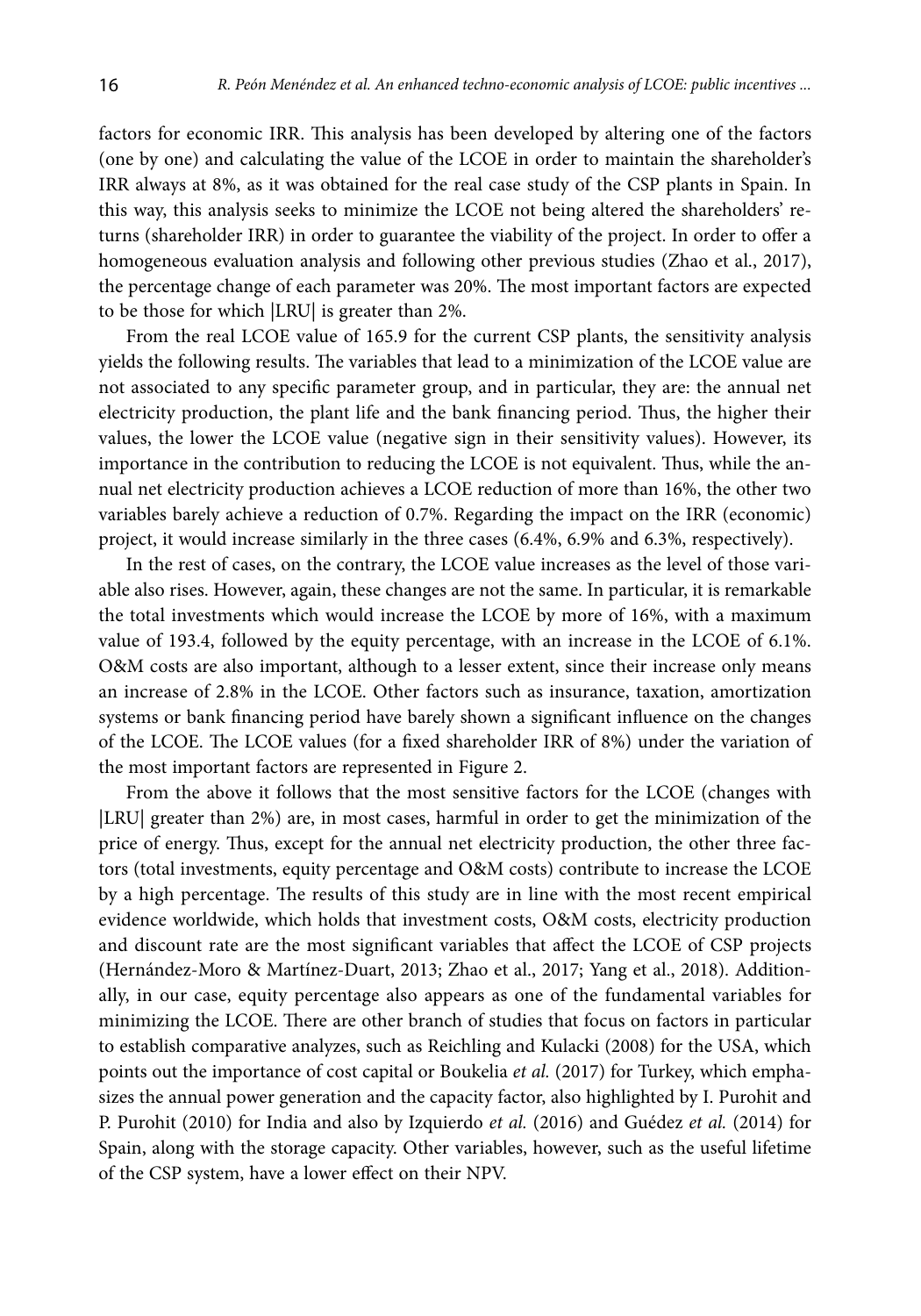factors for economic IRR. This analysis has been developed by altering one of the factors (one by one) and calculating the value of the LCOE in order to maintain the shareholder's IRR always at 8%, as it was obtained for the real case study of the CSP plants in Spain. In this way, this analysis seeks to minimize the LCOE not being altered the shareholders' returns (shareholder IRR) in order to guarantee the viability of the project. In order to offer a homogeneous evaluation analysis and following other previous studies (Zhao et al., 2017), the percentage change of each parameter was 20%. The most important factors are expected to be those for which |LRU| is greater than 2%.

From the real LCOE value of 165.9 for the current CSP plants, the sensitivity analysis yields the following results. The variables that lead to a minimization of the LCOE value are not associated to any specific parameter group, and in particular, they are: the annual net electricity production, the plant life and the bank financing period. Thus, the higher their values, the lower the LCOE value (negative sign in their sensitivity values). However, its importance in the contribution to reducing the LCOE is not equivalent. Thus, while the annual net electricity production achieves a LCOE reduction of more than 16%, the other two variables barely achieve a reduction of 0.7%. Regarding the impact on the IRR (economic) project, it would increase similarly in the three cases (6.4%, 6.9% and 6.3%, respectively).

In the rest of cases, on the contrary, the LCOE value increases as the level of those variable also rises. However, again, these changes are not the same. In particular, it is remarkable the total investments which would increase the LCOE by more of 16%, with a maximum value of 193.4, followed by the equity percentage, with an increase in the LCOE of 6.1%. O&M costs are also important, although to a lesser extent, since their increase only means an increase of 2.8% in the LCOE. Other factors such as insurance, taxation, amortization systems or bank financing period have barely shown a significant influence on the changes of the LCOE. The LCOE values (for a fixed shareholder IRR of 8%) under the variation of the most important factors are represented in Figure 2.

From the above it follows that the most sensitive factors for the LCOE (changes with |LRU| greater than 2%) are, in most cases, harmful in order to get the minimization of the price of energy. Thus, except for the annual net electricity production, the other three factors (total investments, equity percentage and O&M costs) contribute to increase the LCOE by a high percentage. The results of this study are in line with the most recent empirical evidence worldwide, which holds that investment costs, O&M costs, electricity production and discount rate are the most significant variables that affect the LCOE of CSP projects (Hernández-Moro & Martínez-Duart, 2013; Zhao et al., 2017; Yang et al., 2018). Additionally, in our case, equity percentage also appears as one of the fundamental variables for minimizing the LCOE. There are other branch of studies that focus on factors in particular to establish comparative analyzes, such as Reichling and Kulacki (2008) for the USA, which points out the importance of cost capital or Boukelia *et al.* (2017) for Turkey, which emphasizes the annual power generation and the capacity factor, also highlighted by I. Purohit and P. Purohit (2010) for India and also by Izquierdo *et al.* (2016) and Guédez *et al.* (2014) for Spain, along with the storage capacity. Other variables, however, such as the useful lifetime of the CSP system, have a lower effect on their NPV.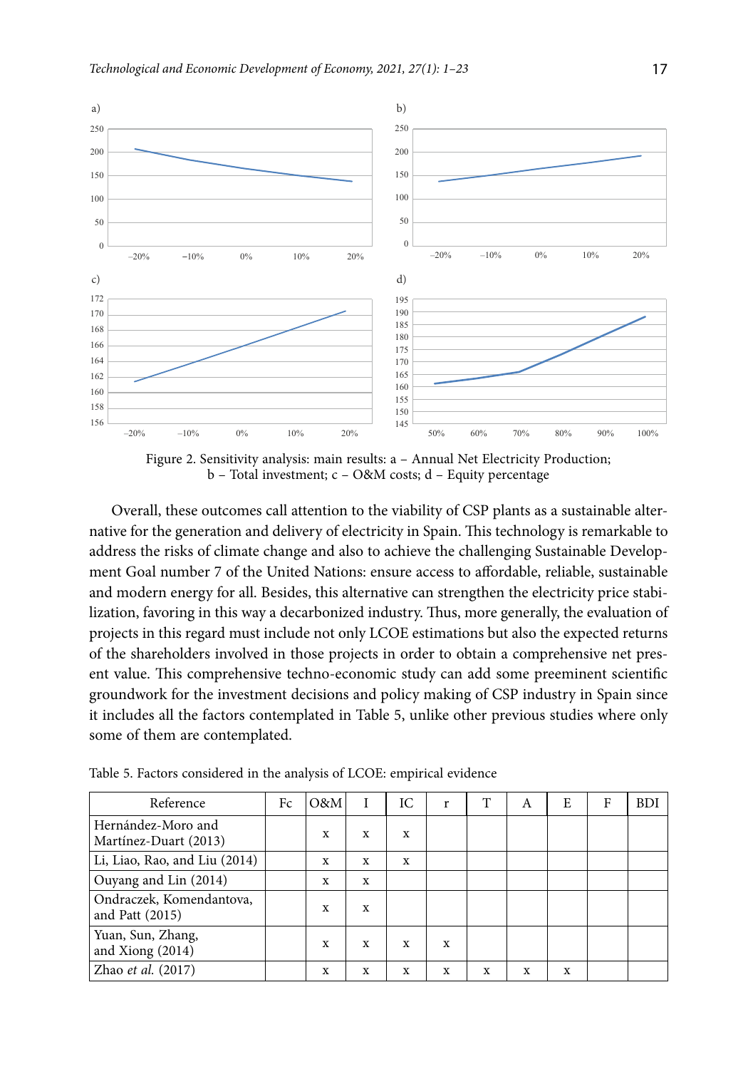Figure 2. Sensitivity analysis: main results: a – Annual Net Electricity Production; b – Total investment; c – O&M costs; d – Equity percentage

Overall, these outcomes call attention to the viability of CSP plants as a sustainable alternative for the generation and delivery of electricity in Spain. This technology is remarkable to address the risks of climate change and also to achieve the challenging Sustainable Development Goal number 7 of the United Nations: ensure access to affordable, reliable, sustainable and modern energy for all. Besides, this alternative can strengthen the electricity price stabilization, favoring in this way a decarbonized industry. Thus, more generally, the evaluation of projects in this regard must include not only LCOE estimations but also the expected returns of the shareholders involved in those projects in order to obtain a comprehensive net present value. This comprehensive techno-economic study can add some preeminent scientific groundwork for the investment decisions and policy making of CSP industry in Spain since it includes all the factors contemplated in Table 5, unlike other previous studies where only some of them are contemplated.

Table 5. Factors considered in the analysis of LCOE: empirical evidence

| Reference | Fc | O&M | I | IC | r | T | A | E | F | BDI |
|---|---|---|---|---|---|---|---|---|---|---|
| Hernández-Moro and Martínez-Duart (2013) | | x | x | x | | | | | | |
| Li, Liao, Rao, and Liu (2014) | | x | x | x | | | | | | |
| Ouyang and Lin (2014) | | x | x | | | | | | | |
| Ondraczek, Komendantova, and Patt (2015) | | x | x | | | | | | | |
| Yuan, Sun, Zhang, and Xiong (2014) | | x | x | x | x | | | | | |
| Zhao *et al.* (2017) | | x | x | x | x | x | x | x | | |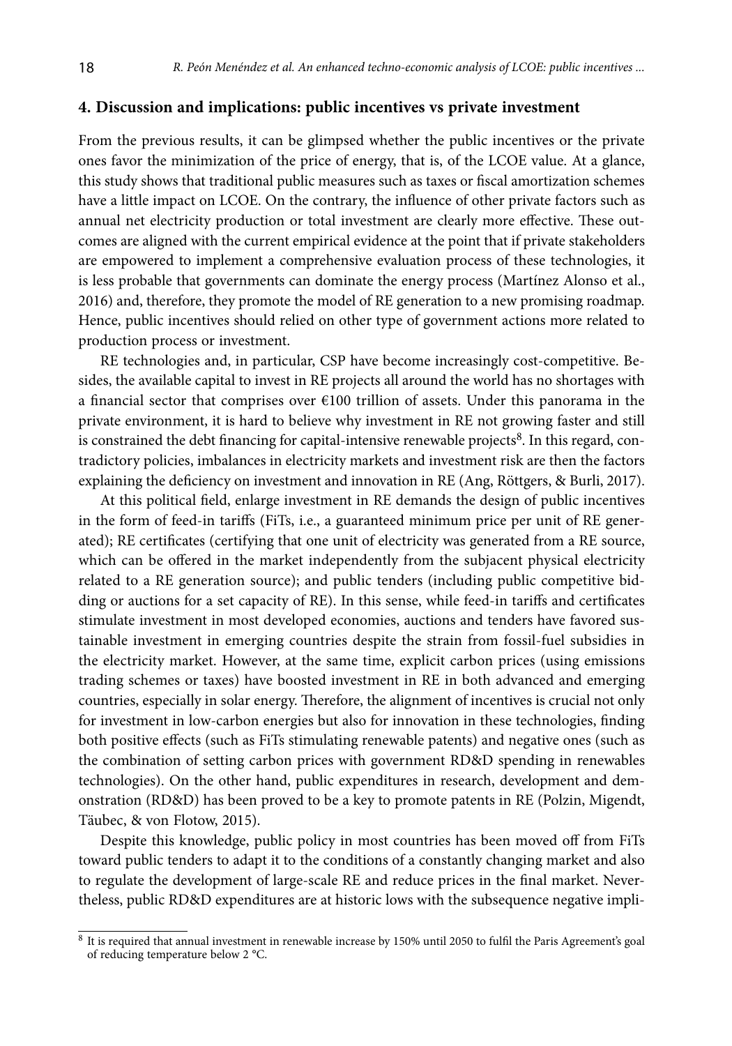## 4. Discussion and implications: public incentives vs private investment

From the previous results, it can be glimpsed whether the public incentives or the private ones favor the minimization of the price of energy, that is, of the LCOE value. At a glance, this study shows that traditional public measures such as taxes or fiscal amortization schemes have a little impact on LCOE. On the contrary, the influence of other private factors such as annual net electricity production or total investment are clearly more effective. These outcomes are aligned with the current empirical evidence at the point that if private stakeholders are empowered to implement a comprehensive evaluation process of these technologies, it is less probable that governments can dominate the energy process (Martínez Alonso et al., 2016) and, therefore, they promote the model of RE generation to a new promising roadmap. Hence, public incentives should relied on other type of government actions more related to production process or investment.

RE technologies and, in particular, CSP have become increasingly cost-competitive. Besides, the available capital to invest in RE projects all around the world has no shortages with a financial sector that comprises over €100 trillion of assets. Under this panorama in the private environment, it is hard to believe why investment in RE not growing faster and still is constrained the debt financing for capital-intensive renewable projects[8]. In this regard, contradictory policies, imbalances in electricity markets and investment risk are then the factors explaining the deficiency on investment and innovation in RE (Ang, Röttgers, & Burli, 2017).

At this political field, enlarge investment in RE demands the design of public incentives in the form of feed-in tariffs (FiTs, i.e., a guaranteed minimum price per unit of RE generated); RE certificates (certifying that one unit of electricity was generated from a RE source, which can be offered in the market independently from the subjacent physical electricity related to a RE generation source); and public tenders (including public competitive bidding or auctions for a set capacity of RE). In this sense, while feed-in tariffs and certificates stimulate investment in most developed economies, auctions and tenders have favored sustainable investment in emerging countries despite the strain from fossil-fuel subsidies in the electricity market. However, at the same time, explicit carbon prices (using emissions trading schemes or taxes) have boosted investment in RE in both advanced and emerging countries, especially in solar energy. Therefore, the alignment of incentives is crucial not only for investment in low-carbon energies but also for innovation in these technologies, finding both positive effects (such as FiTs stimulating renewable patents) and negative ones (such as the combination of setting carbon prices with government RD&D spending in renewables technologies). On the other hand, public expenditures in research, development and demonstration (RD&D) has been proved to be a key to promote patents in RE (Polzin, Migendt, Täubec, & von Flotow, 2015).

Despite this knowledge, public policy in most countries has been moved off from FiTs toward public tenders to adapt it to the conditions of a constantly changing market and also to regulate the development of large-scale RE and reduce prices in the final market. Nevertheless, public RD&D expenditures are at historic lows with the subsequence negative impli-

[8] It is required that annual investment in renewable increase by 150% until 2050 to fulfil the Paris Agreement's goal of reducing temperature below 2 °C.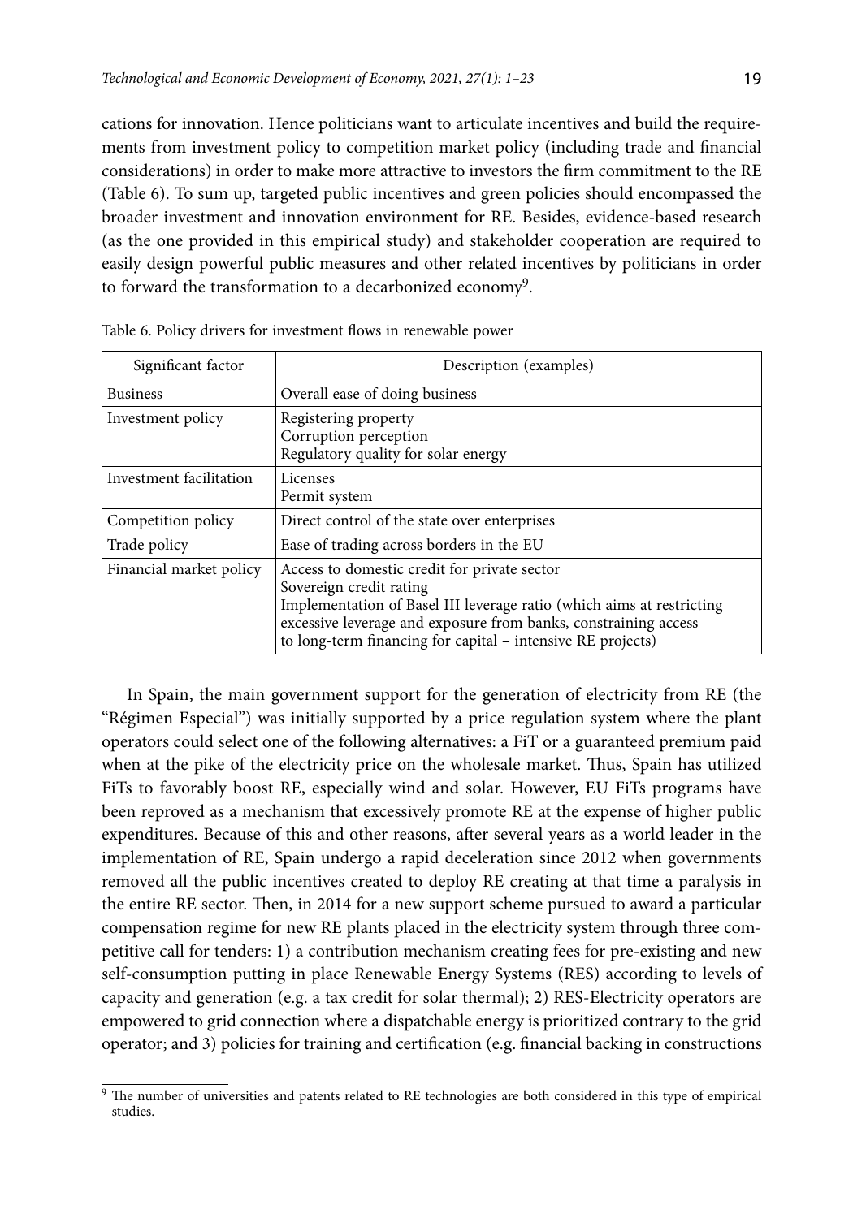cations for innovation. Hence politicians want to articulate incentives and build the requirements from investment policy to competition market policy (including trade and financial considerations) in order to make more attractive to investors the firm commitment to the RE (Table 6). To sum up, targeted public incentives and green policies should encompassed the broader investment and innovation environment for RE. Besides, evidence-based research (as the one provided in this empirical study) and stakeholder cooperation are required to easily design powerful public measures and other related incentives by politicians in order to forward the transformation to a decarbonized economy[9].

Table 6. Policy drivers for investment flows in renewable power

| Significant factor | Description (examples) |
|---|---|
| Business | Overall ease of doing business |
| Investment policy | Registering property<br>Corruption perception<br>Regulatory quality for solar energy |
| Investment facilitation | Licenses<br>Permit system |
| Competition policy | Direct control of the state over enterprises |
| Trade policy | Ease of trading across borders in the EU |
| Financial market policy | Access to domestic credit for private sector<br>Sovereign credit rating<br>Implementation of Basel III leverage ratio (which aims at restricting excessive leverage and exposure from banks, constraining access to long-term financing for capital – intensive RE projects) |

In Spain, the main government support for the generation of electricity from RE (the "Régimen Especial") was initially supported by a price regulation system where the plant operators could select one of the following alternatives: a FiT or a guaranteed premium paid when at the pike of the electricity price on the wholesale market. Thus, Spain has utilized FiTs to favorably boost RE, especially wind and solar. However, EU FiTs programs have been reproved as a mechanism that excessively promote RE at the expense of higher public expenditures. Because of this and other reasons, after several years as a world leader in the implementation of RE, Spain undergo a rapid deceleration since 2012 when governments removed all the public incentives created to deploy RE creating at that time a paralysis in the entire RE sector. Then, in 2014 for a new support scheme pursued to award a particular compensation regime for new RE plants placed in the electricity system through three competitive call for tenders: 1) a contribution mechanism creating fees for pre-existing and new self-consumption putting in place Renewable Energy Systems (RES) according to levels of capacity and generation (e.g. a tax credit for solar thermal); 2) RES-Electricity operators are empowered to grid connection where a dispatchable energy is prioritized contrary to the grid operator; and 3) policies for training and certification (e.g. financial backing in constructions

[9] The number of universities and patents related to RE technologies are both considered in this type of empirical studies.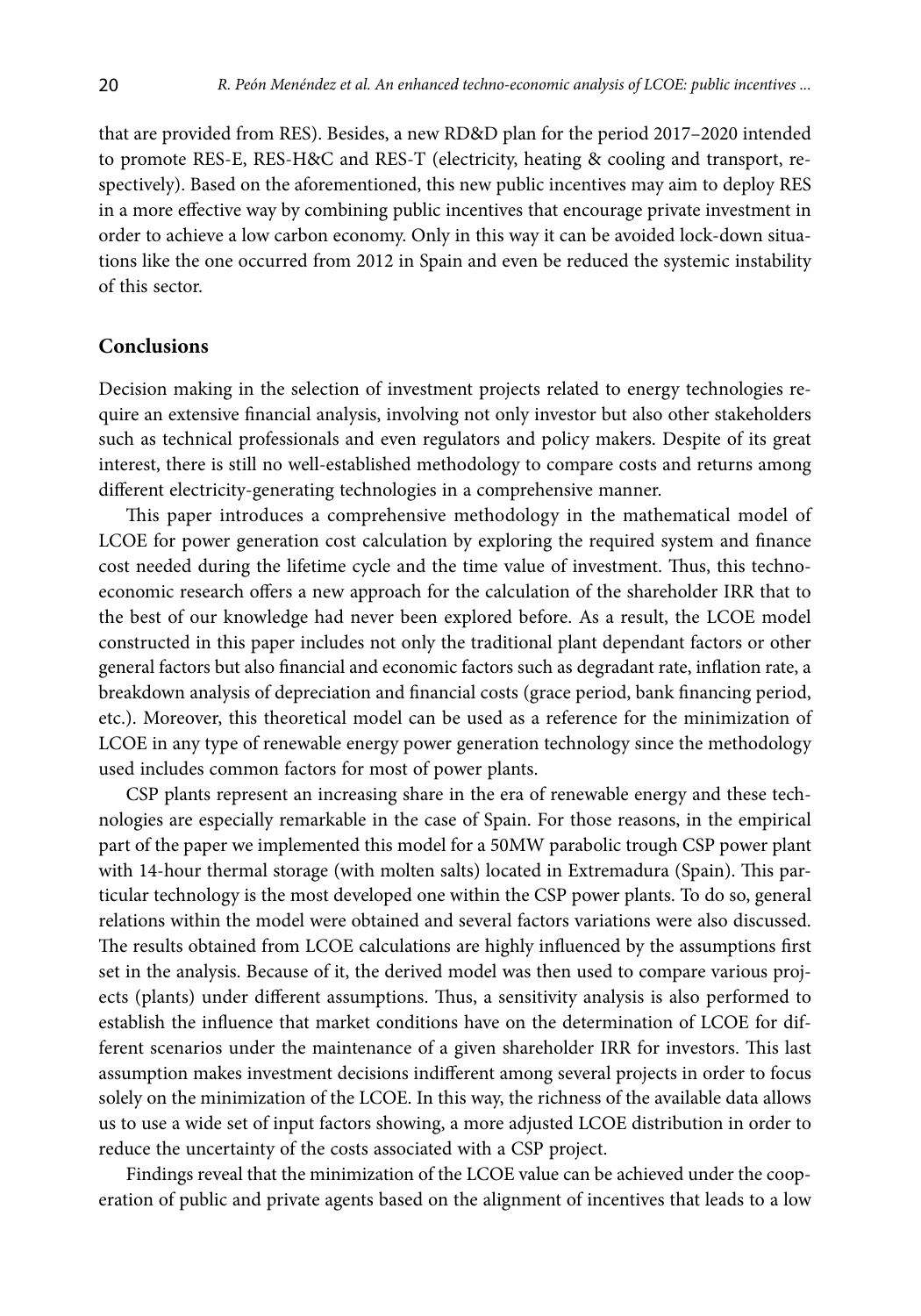that are provided from RES). Besides, a new RD&D plan for the period 2017–2020 intended to promote RES-E, RES-H&C and RES-T (electricity, heating & cooling and transport, respectively). Based on the aforementioned, this new public incentives may aim to deploy RES in a more effective way by combining public incentives that encourage private investment in order to achieve a low carbon economy. Only in this way it can be avoided lock-down situations like the one occurred from 2012 in Spain and even be reduced the systemic instability of this sector.

## Conclusions

Decision making in the selection of investment projects related to energy technologies require an extensive financial analysis, involving not only investor but also other stakeholders such as technical professionals and even regulators and policy makers. Despite of its great interest, there is still no well-established methodology to compare costs and returns among different electricity-generating technologies in a comprehensive manner.

This paper introduces a comprehensive methodology in the mathematical model of LCOE for power generation cost calculation by exploring the required system and finance cost needed during the lifetime cycle and the time value of investment. Thus, this techno-economic research offers a new approach for the calculation of the shareholder IRR that to the best of our knowledge had never been explored before. As a result, the LCOE model constructed in this paper includes not only the traditional plant dependant factors or other general factors but also financial and economic factors such as degradant rate, inflation rate, a breakdown analysis of depreciation and financial costs (grace period, bank financing period, etc.). Moreover, this theoretical model can be used as a reference for the minimization of LCOE in any type of renewable energy power generation technology since the methodology used includes common factors for most of power plants.

CSP plants represent an increasing share in the era of renewable energy and these technologies are especially remarkable in the case of Spain. For those reasons, in the empirical part of the paper we implemented this model for a 50MW parabolic trough CSP power plant with 14-hour thermal storage (with molten salts) located in Extremadura (Spain). This particular technology is the most developed one within the CSP power plants. To do so, general relations within the model were obtained and several factors variations were also discussed. The results obtained from LCOE calculations are highly influenced by the assumptions first set in the analysis. Because of it, the derived model was then used to compare various projects (plants) under different assumptions. Thus, a sensitivity analysis is also performed to establish the influence that market conditions have on the determination of LCOE for different scenarios under the maintenance of a given shareholder IRR for investors. This last assumption makes investment decisions indifferent among several projects in order to focus solely on the minimization of the LCOE. In this way, the richness of the available data allows us to use a wide set of input factors showing, a more adjusted LCOE distribution in order to reduce the uncertainty of the costs associated with a CSP project.

Findings reveal that the minimization of the LCOE value can be achieved under the cooperation of public and private agents based on the alignment of incentives that leads to a low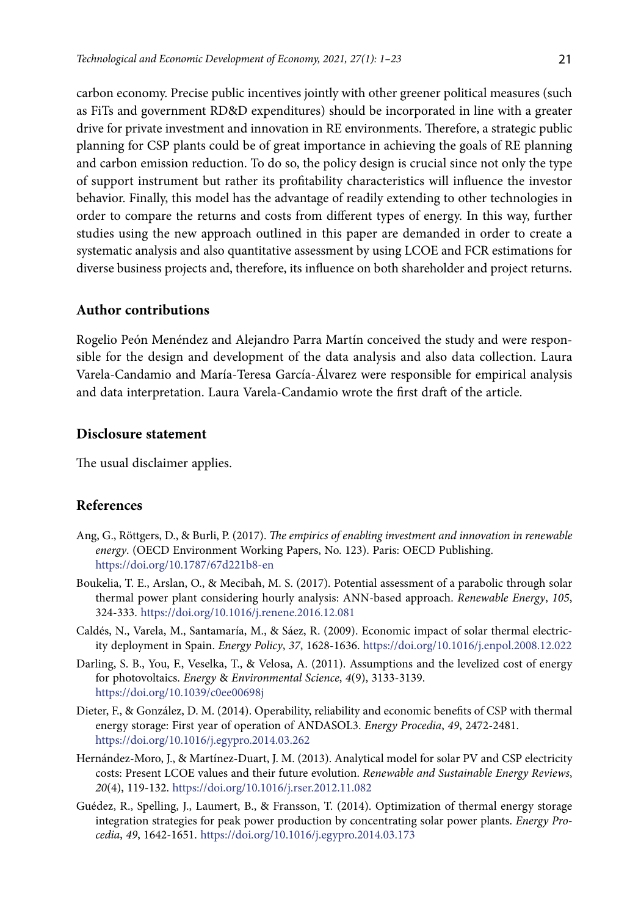carbon economy. Precise public incentives jointly with other greener political measures (such as FiTs and government RD&D expenditures) should be incorporated in line with a greater drive for private investment and innovation in RE environments. Therefore, a strategic public planning for CSP plants could be of great importance in achieving the goals of RE planning and carbon emission reduction. To do so, the policy design is crucial since not only the type of support instrument but rather its profitability characteristics will influence the investor behavior. Finally, this model has the advantage of readily extending to other technologies in order to compare the returns and costs from different types of energy. In this way, further studies using the new approach outlined in this paper are demanded in order to create a systematic analysis and also quantitative assessment by using LCOE and FCR estimations for diverse business projects and, therefore, its influence on both shareholder and project returns.

## Author contributions

Rogelio Peón Menéndez and Alejandro Parra Martín conceived the study and were responsible for the design and development of the data analysis and also data collection. Laura Varela-Candamio and María-Teresa García-Álvarez were responsible for empirical analysis and data interpretation. Laura Varela-Candamio wrote the first draft of the article.

## Disclosure statement

The usual disclaimer applies.

## References

Ang, G., Röttgers, D., & Burli, P. (2017). *The empirics of enabling investment and innovation in renewable energy*. (OECD Environment Working Papers, No. 123). Paris: OECD Publishing. https://doi.org/10.1787/67d221b8-en

Boukelia, T. E., Arslan, O., & Mecibah, M. S. (2017). Potential assessment of a parabolic through solar thermal power plant considering hourly analysis: ANN-based approach. *Renewable Energy*, *105*, 324-333. https://doi.org/10.1016/j.renene.2016.12.081

Caldés, N., Varela, M., Santamaría, M., & Sáez, R. (2009). Economic impact of solar thermal electricity deployment in Spain. *Energy Policy*, *37*, 1628-1636. https://doi.org/10.1016/j.enpol.2008.12.022

Darling, S. B., You, F., Veselka, T., & Velosa, A. (2011). Assumptions and the levelized cost of energy for photovoltaics. *Energy & Environmental Science*, *4*(9), 3133-3139. https://doi.org/10.1039/c0ee00698j

Dieter, F., & González, D. M. (2014). Operability, reliability and economic benefits of CSP with thermal energy storage: First year of operation of ANDASOL3. *Energy Procedia*, *49*, 2472-2481. https://doi.org/10.1016/j.egypro.2014.03.262

Hernández-Moro, J., & Martínez-Duart, J. M. (2013). Analytical model for solar PV and CSP electricity costs: Present LCOE values and their future evolution. *Renewable and Sustainable Energy Reviews*, *20*(4), 119-132. https://doi.org/10.1016/j.rser.2012.11.082

Guédez, R., Spelling, J., Laumert, B., & Fransson, T. (2014). Optimization of thermal energy storage integration strategies for peak power production by concentrating solar power plants. *Energy Procedia*, *49*, 1642-1651. https://doi.org/10.1016/j.egypro.2014.03.173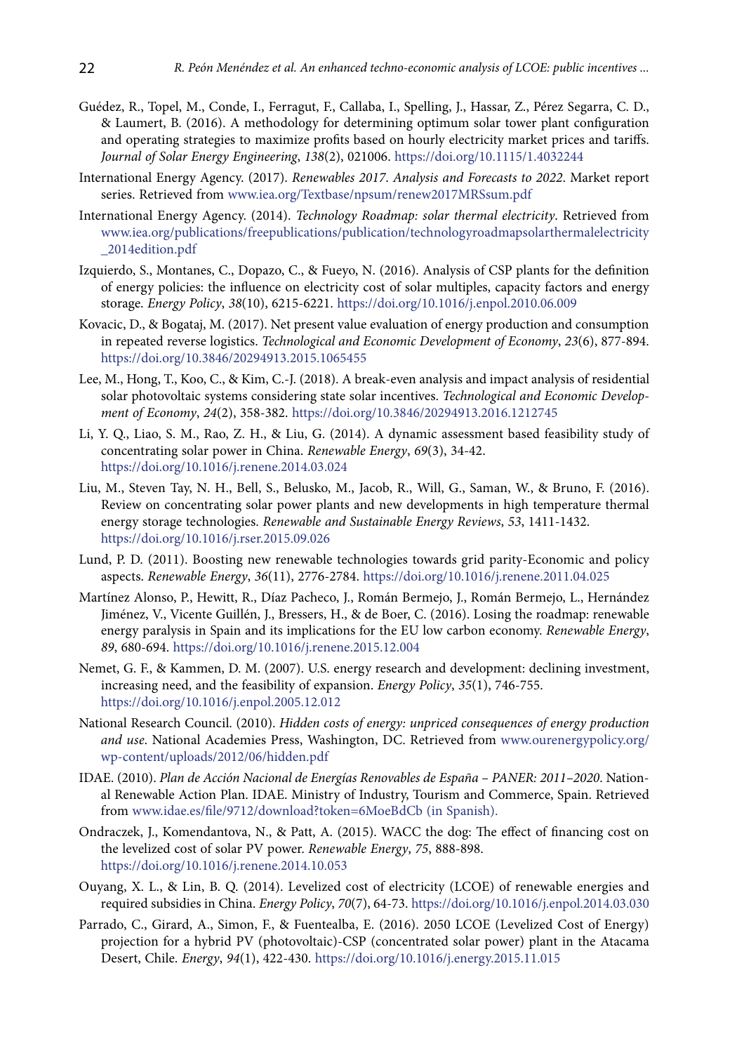Guédez, R., Topel, M., Conde, I., Ferragut, F., Callaba, I., Spelling, J., Hassar, Z., Pérez Segarra, C. D., & Laumert, B. (2016). A methodology for determining optimum solar tower plant configuration and operating strategies to maximize profits based on hourly electricity market prices and tariffs. *Journal of Solar Energy Engineering*, *138*(2), 021006. https://doi.org/10.1115/1.4032244

International Energy Agency. (2017). *Renewables 2017. Analysis and Forecasts to 2022*. Market report series. Retrieved from www.iea.org/Textbase/npsum/renew2017MRSsum.pdf

International Energy Agency. (2014). *Technology Roadmap: solar thermal electricity*. Retrieved from www.iea.org/publications/freepublications/publication/technologyroadmapsolarthermalelectricity_2014edition.pdf

Izquierdo, S., Montanes, C., Dopazo, C., & Fueyo, N. (2016). Analysis of CSP plants for the definition of energy policies: the influence on electricity cost of solar multiples, capacity factors and energy storage. *Energy Policy*, *38*(10), 6215-6221. https://doi.org/10.1016/j.enpol.2010.06.009

Kovacic, D., & Bogataj, M. (2017). Net present value evaluation of energy production and consumption in repeated reverse logistics. *Technological and Economic Development of Economy*, *23*(6), 877-894. https://doi.org/10.3846/20294913.2015.1065455

Lee, M., Hong, T., Koo, C., & Kim, C.-J. (2018). A break-even analysis and impact analysis of residential solar photovoltaic systems considering state solar incentives. *Technological and Economic Development of Economy*, *24*(2), 358-382. https://doi.org/10.3846/20294913.2016.1212745

Li, Y. Q., Liao, S. M., Rao, Z. H., & Liu, G. (2014). A dynamic assessment based feasibility study of concentrating solar power in China. *Renewable Energy*, *69*(3), 34-42. https://doi.org/10.1016/j.renene.2014.03.024

Liu, M., Steven Tay, N. H., Bell, S., Belusko, M., Jacob, R., Will, G., Saman, W., & Bruno, F. (2016). Review on concentrating solar power plants and new developments in high temperature thermal energy storage technologies. *Renewable and Sustainable Energy Reviews*, *53*, 1411-1432. https://doi.org/10.1016/j.rser.2015.09.026

Lund, P. D. (2011). Boosting new renewable technologies towards grid parity-Economic and policy aspects. *Renewable Energy*, *36*(11), 2776-2784. https://doi.org/10.1016/j.renene.2011.04.025

Martínez Alonso, P., Hewitt, R., Díaz Pacheco, J., Román Bermejo, J., Román Bermejo, L., Hernández Jiménez, V., Vicente Guillén, J., Bressers, H., & de Boer, C. (2016). Losing the roadmap: renewable energy paralysis in Spain and its implications for the EU low carbon economy. *Renewable Energy*, *89*, 680-694. https://doi.org/10.1016/j.renene.2015.12.004

Nemet, G. F., & Kammen, D. M. (2007). U.S. energy research and development: declining investment, increasing need, and the feasibility of expansion. *Energy Policy*, *35*(1), 746-755. https://doi.org/10.1016/j.enpol.2005.12.012

National Research Council. (2010). *Hidden costs of energy: unpriced consequences of energy production and use*. National Academies Press, Washington, DC. Retrieved from www.ourenergypolicy.org/wp-content/uploads/2012/06/hidden.pdf

IDAE. (2010). *Plan de Acción Nacional de Energías Renovables de España – PANER: 2011–2020*. National Renewable Action Plan. IDAE. Ministry of Industry, Tourism and Commerce, Spain. Retrieved from www.idae.es/file/9712/download?token=6MoeBdCb (in Spanish).

Ondraczek, J., Komendantova, N., & Patt, A. (2015). WACC the dog: The effect of financing cost on the levelized cost of solar PV power. *Renewable Energy*, *75*, 888-898. https://doi.org/10.1016/j.renene.2014.10.053

Ouyang, X. L., & Lin, B. Q. (2014). Levelized cost of electricity (LCOE) of renewable energies and required subsidies in China. *Energy Policy*, *70*(7), 64-73. https://doi.org/10.1016/j.enpol.2014.03.030

Parrado, C., Girard, A., Simon, F., & Fuentealba, E. (2016). 2050 LCOE (Levelized Cost of Energy) projection for a hybrid PV (photovoltaic)-CSP (concentrated solar power) plant in the Atacama Desert, Chile. *Energy*, *94*(1), 422-430. https://doi.org/10.1016/j.energy.2015.11.015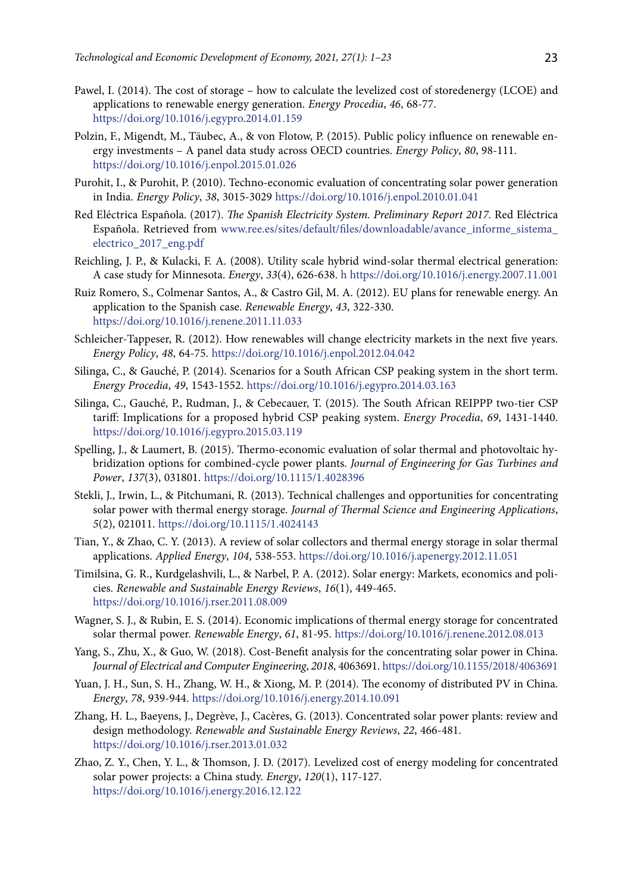Pawel, I. (2014). The cost of storage – how to calculate the levelized cost of storedenergy (LCOE) and applications to renewable energy generation. *Energy Procedia*, *46*, 68-77. https://doi.org/10.1016/j.egypro.2014.01.159

Polzin, F., Migendt, M., Täubec, A., & von Flotow, P. (2015). Public policy influence on renewable energy investments – A panel data study across OECD countries. *Energy Policy*, *80*, 98-111. https://doi.org/10.1016/j.enpol.2015.01.026

Purohit, I., & Purohit, P. (2010). Techno-economic evaluation of concentrating solar power generation in India. *Energy Policy*, *38*, 3015-3029 https://doi.org/10.1016/j.enpol.2010.01.041

Red Eléctrica Española. (2017). *The Spanish Electricity System. Preliminary Report 2017*. Red Eléctrica Española. Retrieved from www.ree.es/sites/default/files/downloadable/avance_informe_sistema_electrico_2017_eng.pdf

Reichling, J. P., & Kulacki, F. A. (2008). Utility scale hybrid wind-solar thermal electrical generation: A case study for Minnesota. *Energy*, *33*(4), 626-638. h https://doi.org/10.1016/j.energy.2007.11.001

Ruiz Romero, S., Colmenar Santos, A., & Castro Gil, M. A. (2012). EU plans for renewable energy. An application to the Spanish case. *Renewable Energy*, *43*, 322-330. https://doi.org/10.1016/j.renene.2011.11.033

Schleicher-Tappeser, R. (2012). How renewables will change electricity markets in the next five years. *Energy Policy*, *48*, 64-75. https://doi.org/10.1016/j.enpol.2012.04.042

Silinga, C., & Gauché, P. (2014). Scenarios for a South African CSP peaking system in the short term. *Energy Procedia*, *49*, 1543-1552. https://doi.org/10.1016/j.egypro.2014.03.163

Silinga, C., Gauché, P., Rudman, J., & Cebecauer, T. (2015). The South African REIPPP two-tier CSP tariff: Implications for a proposed hybrid CSP peaking system. *Energy Procedia*, *69*, 1431-1440. https://doi.org/10.1016/j.egypro.2015.03.119

Spelling, J., & Laumert, B. (2015). Thermo-economic evaluation of solar thermal and photovoltaic hybridization options for combined-cycle power plants. *Journal of Engineering for Gas Turbines and Power*, *137*(3), 031801. https://doi.org/10.1115/1.4028396

Stekli, J., Irwin, L., & Pitchumani, R. (2013). Technical challenges and opportunities for concentrating solar power with thermal energy storage. *Journal of Thermal Science and Engineering Applications*, *5*(2), 021011. https://doi.org/10.1115/1.4024143

Tian, Y., & Zhao, C. Y. (2013). A review of solar collectors and thermal energy storage in solar thermal applications. *Applied Energy*, *104*, 538-553. https://doi.org/10.1016/j.apenergy.2012.11.051

Timilsina, G. R., Kurdgelashvili, L., & Narbel, P. A. (2012). Solar energy: Markets, economics and policies. *Renewable and Sustainable Energy Reviews*, *16*(1), 449-465. https://doi.org/10.1016/j.rser.2011.08.009

Wagner, S. J., & Rubin, E. S. (2014). Economic implications of thermal energy storage for concentrated solar thermal power. *Renewable Energy*, *61*, 81-95. https://doi.org/10.1016/j.renene.2012.08.013

Yang, S., Zhu, X., & Guo, W. (2018). Cost-Benefit analysis for the concentrating solar power in China. *Journal of Electrical and Computer Engineering*, *2018*, 4063691. https://doi.org/10.1155/2018/4063691

Yuan, J. H., Sun, S. H., Zhang, W. H., & Xiong, M. P. (2014). The economy of distributed PV in China. *Energy*, *78*, 939-944. https://doi.org/10.1016/j.energy.2014.10.091

Zhang, H. L., Baeyens, J., Degrève, J., Cacères, G. (2013). Concentrated solar power plants: review and design methodology. *Renewable and Sustainable Energy Reviews*, *22*, 466-481. https://doi.org/10.1016/j.rser.2013.01.032

Zhao, Z. Y., Chen, Y. L., & Thomson, J. D. (2017). Levelized cost of energy modeling for concentrated solar power projects: a China study. *Energy*, *120*(1), 117-127. https://doi.org/10.1016/j.energy.2016.12.122